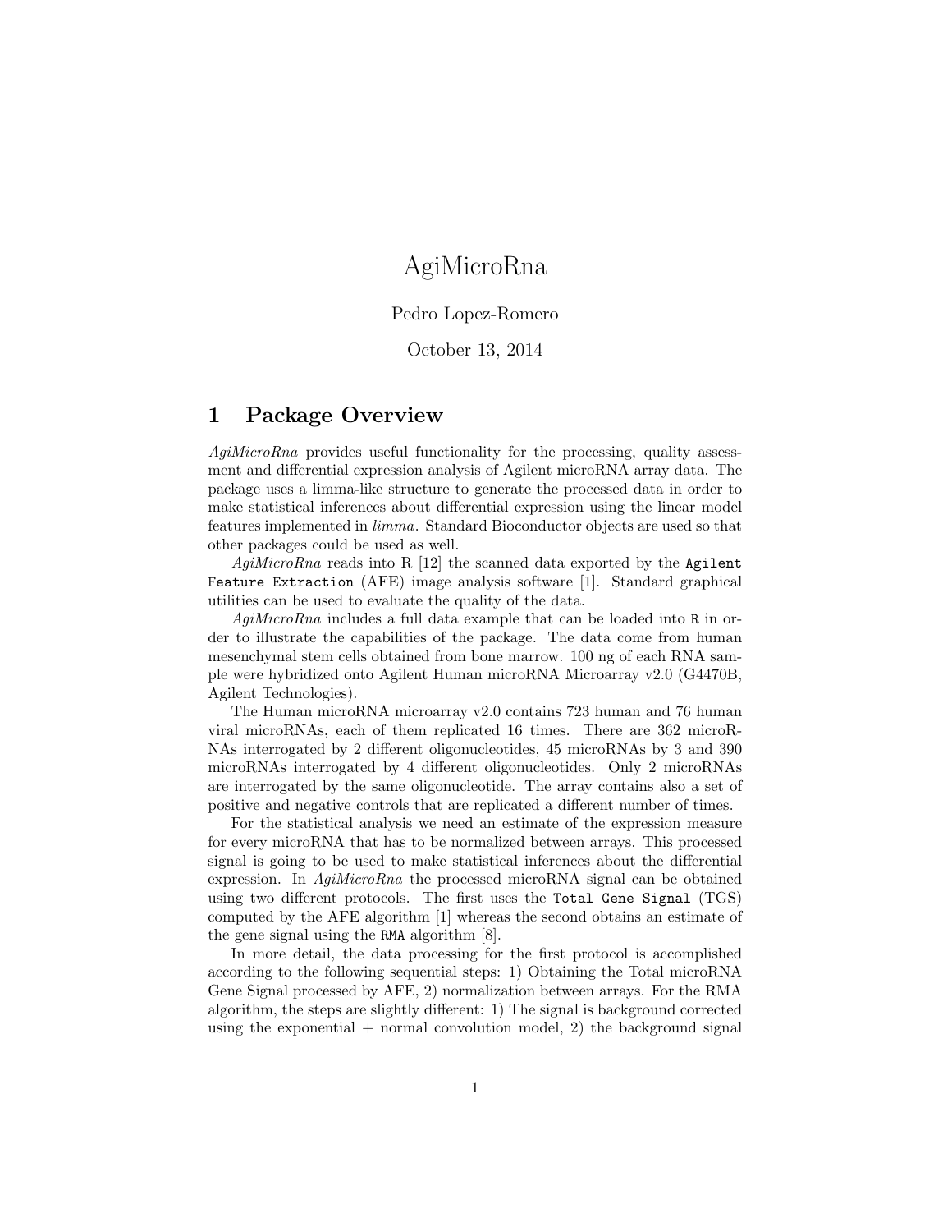# AgiMicroRna

Pedro Lopez-Romero

October 13, 2014

## 1 Package Overview

*AgiMicroRna* provides useful functionality for the processing, quality assessment and differential expression analysis of Agilent microRNA array data. The package uses a limma-like structure to generate the processed data in order to make statistical inferences about differential expression using the linear model features implemented in *limma*. Standard Bioconductor objects are used so that other packages could be used as well.

*AgiMicroRna* reads into R [12] the scanned data exported by the `Agilent Feature Extraction` (AFE) image analysis software [1]. Standard graphical utilities can be used to evaluate the quality of the data.

*AgiMicroRna* includes a full data example that can be loaded into `R` in order to illustrate the capabilities of the package. The data come from human mesenchymal stem cells obtained from bone marrow. 100 ng of each RNA sample were hybridized onto Agilent Human microRNA Microarray v2.0 (G4470B, Agilent Technologies).

The Human microRNA microarray v2.0 contains 723 human and 76 human viral microRNAs, each of them replicated 16 times. There are 362 microRNAs interrogated by 2 different oligonucleotides, 45 microRNAs by 3 and 390 microRNAs interrogated by 4 different oligonucleotides. Only 2 microRNAs are interrogated by the same oligonucleotide. The array contains also a set of positive and negative controls that are replicated a different number of times.

For the statistical analysis we need an estimate of the expression measure for every microRNA that has to be normalized between arrays. This processed signal is going to be used to make statistical inferences about the differential expression. In *AgiMicroRna* the processed microRNA signal can be obtained using two different protocols. The first uses the `Total Gene Signal` (TGS) computed by the AFE algorithm [1] whereas the second obtains an estimate of the gene signal using the `RMA` algorithm [8].

In more detail, the data processing for the first protocol is accomplished according to the following sequential steps: 1) Obtaining the Total microRNA Gene Signal processed by AFE, 2) normalization between arrays. For the RMA algorithm, the steps are slightly different: 1) The signal is background corrected using the exponential + normal convolution model, 2) the background signal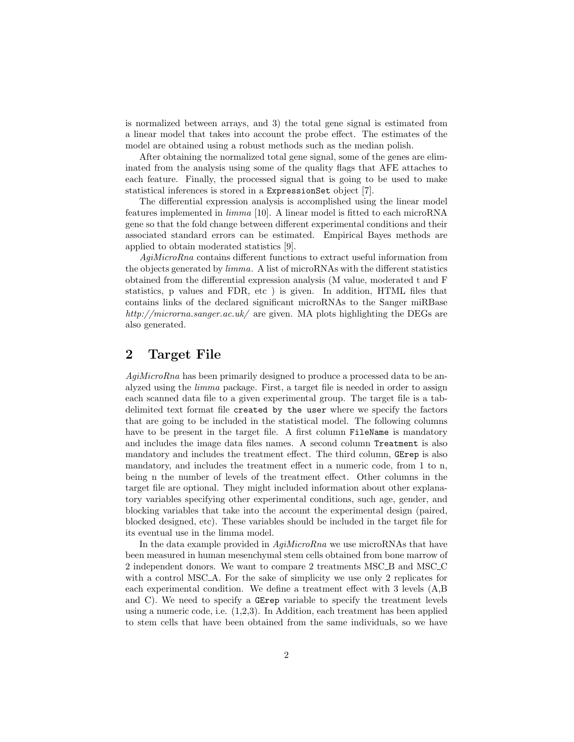is normalized between arrays, and 3) the total gene signal is estimated from a linear model that takes into account the probe effect. The estimates of the model are obtained using a robust methods such as the median polish.

After obtaining the normalized total gene signal, some of the genes are eliminated from the analysis using some of the quality flags that AFE attaches to each feature. Finally, the processed signal that is going to be used to make statistical inferences is stored in a `ExpressionSet` object [7].

The differential expression analysis is accomplished using the linear model features implemented in *limma* [10]. A linear model is fitted to each microRNA gene so that the fold change between different experimental conditions and their associated standard errors can be estimated. Empirical Bayes methods are applied to obtain moderated statistics [9].

*AgiMicroRna* contains different functions to extract useful information from the objects generated by *limma*. A list of microRNAs with the different statistics obtained from the differential expression analysis (M value, moderated t and F statistics, p values and FDR, etc ) is given. In addition, HTML files that contains links of the declared significant microRNAs to the Sanger miRBase *http://microrna.sanger.ac.uk/* are given. MA plots highlighting the DEGs are also generated.

## 2 Target File

*AgiMicroRna* has been primarily designed to produce a processed data to be analyzed using the *limma* package. First, a target file is needed in order to assign each scanned data file to a given experimental group. The target file is a tab-delimited text format file `created by the user` where we specify the factors that are going to be included in the statistical model. The following columns have to be present in the target file. A first column `FileName` is mandatory and includes the image data files names. A second column `Treatment` is also mandatory and includes the treatment effect. The third column, `GErep` is also mandatory, and includes the treatment effect in a numeric code, from 1 to n, being n the number of levels of the treatment effect. Other columns in the target file are optional. They might included information about other explanatory variables specifying other experimental conditions, such age, gender, and blocking variables that take into the account the experimental design (paired, blocked designed, etc). These variables should be included in the target file for its eventual use in the limma model.

In the data example provided in *AgiMicroRna* we use microRNAs that have been measured in human mesenchymal stem cells obtained from bone marrow of 2 independent donors. We want to compare 2 treatments MSC_B and MSC_C with a control MSC_A. For the sake of simplicity we use only 2 replicates for each experimental condition. We define a treatment effect with 3 levels (A,B and C). We need to specify a `GErep` variable to specify the treatment levels using a numeric code, i.e. (1,2,3). In Addition, each treatment has been applied to stem cells that have been obtained from the same individuals, so we have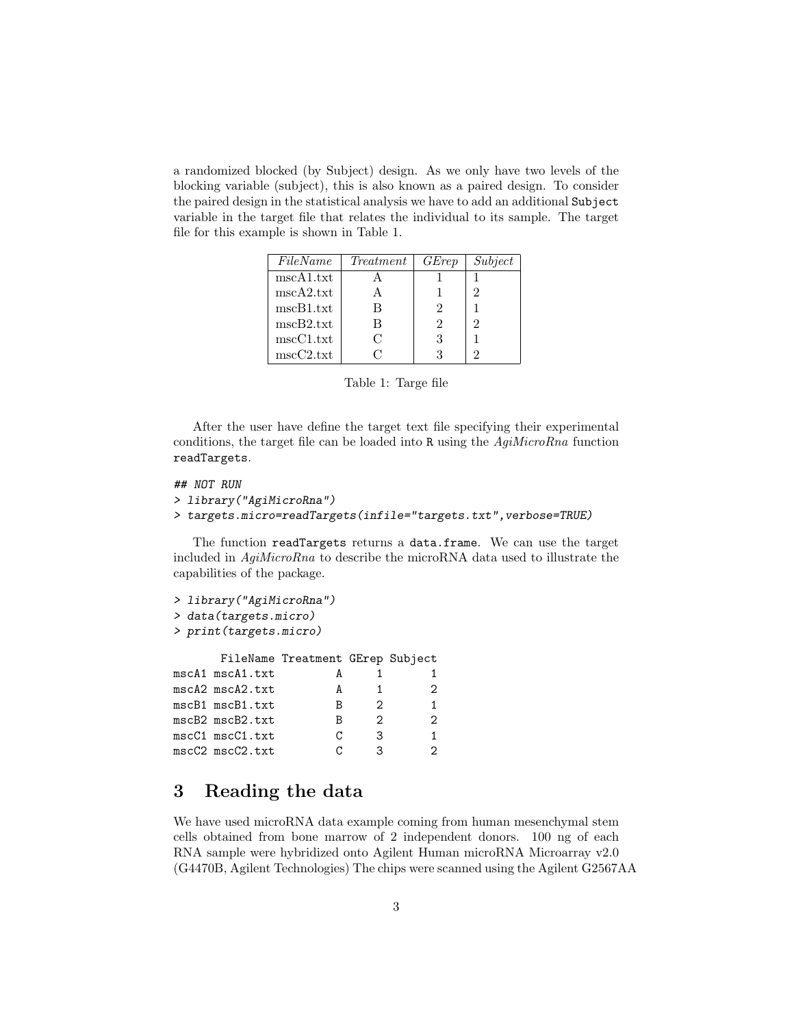a randomized blocked (by Subject) design. As we only have two levels of the blocking variable (subject), this is also known as a paired design. To consider the paired design in the statistical analysis we have to add an additional `Subject` variable in the target file that relates the individual to its sample. The target file for this example is shown in Table 1.

| *FileName* | *Treatment* | *GErep* | *Subject* |
|---|---|---|---|
| mscA1.txt | A | 1 | 1 |
| mscA2.txt | A | 1 | 2 |
| mscB1.txt | B | 2 | 1 |
| mscB2.txt | B | 2 | 2 |
| mscC1.txt | C | 3 | 1 |
| mscC2.txt | C | 3 | 2 |

Table 1: Targe file

After the user have define the target text file specifying their experimental conditions, the target file can be loaded into R using the *AgiMicroRna* function `readTargets`.

```
## NOT RUN
> library("AgiMicroRna")
> targets.micro=readTargets(infile="targets.txt",verbose=TRUE)
```

The function `readTargets` returns a `data.frame`. We can use the target included in *AgiMicroRna* to describe the microRNA data used to illustrate the capabilities of the package.

```
> library("AgiMicroRna")
> data(targets.micro)
> print(targets.micro)

       FileName Treatment GErep Subject
mscA1 mscA1.txt         A     1       1
mscA2 mscA2.txt         A     1       2
mscB1 mscB1.txt         B     2       1
mscB2 mscB2.txt         B     2       2
mscC1 mscC1.txt         C     3       1
mscC2 mscC2.txt         C     3       2
```

## 3 Reading the data

We have used microRNA data example coming from human mesenchymal stem cells obtained from bone marrow of 2 independent donors. 100 ng of each RNA sample were hybridized onto Agilent Human microRNA Microarray v2.0 (G4470B, Agilent Technologies) The chips were scanned using the Agilent G2567AA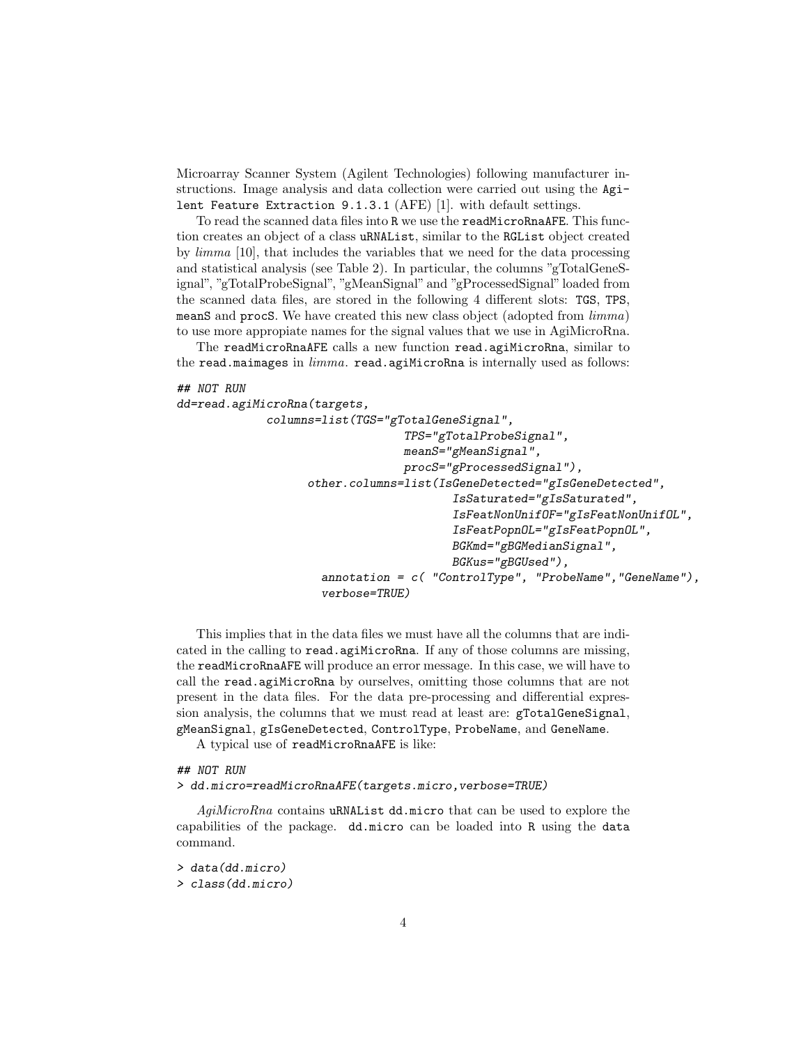Microarray Scanner System (Agilent Technologies) following manufacturer instructions. Image analysis and data collection were carried out using the `Agilent Feature Extraction 9.1.3.1` (AFE) [1]. with default settings.

To read the scanned data files into `R` we use the `readMicroRnaAFE`. This function creates an object of a class `uRNAList`, similar to the `RGList` object created by *limma* [10], that includes the variables that we need for the data processing and statistical analysis (see Table 2). In particular, the columns "gTotalGeneSignal", "gTotalProbeSignal", "gMeanSignal" and "gProcessedSignal" loaded from the scanned data files, are stored in the following 4 different slots: `TGS`, `TPS`, `meanS` and `procS`. We have created this new class object (adopted from *limma*) to use more appropiate names for the signal values that we use in AgiMicroRna.

The `readMicroRnaAFE` calls a new function `read.agiMicroRna`, similar to the `read.maimages` in *limma*. `read.agiMicroRna` is internally used as follows:

```
## NOT RUN
dd=read.agiMicroRna(targets,
            columns=list(TGS="gTotalGeneSignal",
                         TPS="gTotalProbeSignal",
                         meanS="gMeanSignal",
                         procS="gProcessedSignal"),
                other.columns=list(IsGeneDetected="gIsGeneDetected",
                                   IsSaturated="gIsSaturated",
                                   IsFeatNonUnifOF="gIsFeatNonUnifOL",
                                   IsFeatPopnOL="gIsFeatPopnOL",
                                   BGKmd="gBGMedianSignal",
                                   BGKus="gBGUsed"),
                  annotation = c( "ControlType", "ProbeName","GeneName"),
                  verbose=TRUE)
```

This implies that in the data files we must have all the columns that are indicated in the calling to `read.agiMicroRna`. If any of those columns are missing, the `readMicroRnaAFE` will produce an error message. In this case, we will have to call the `read.agiMicroRna` by ourselves, omitting those columns that are not present in the data files. For the data pre-processing and differential expression analysis, the columns that we must read at least are: `gTotalGeneSignal`, `gMeanSignal`, `gIsGeneDetected`, `ControlType`, `ProbeName`, and `GeneName`.

A typical use of `readMicroRnaAFE` is like:

```
## NOT RUN
> dd.micro=readMicroRnaAFE(targets.micro,verbose=TRUE)
```

*AgiMicroRna* contains `uRNAList` `dd.micro` that can be used to explore the capabilities of the package. `dd.micro` can be loaded into `R` using the `data` command.

```
> data(dd.micro)
> class(dd.micro)
```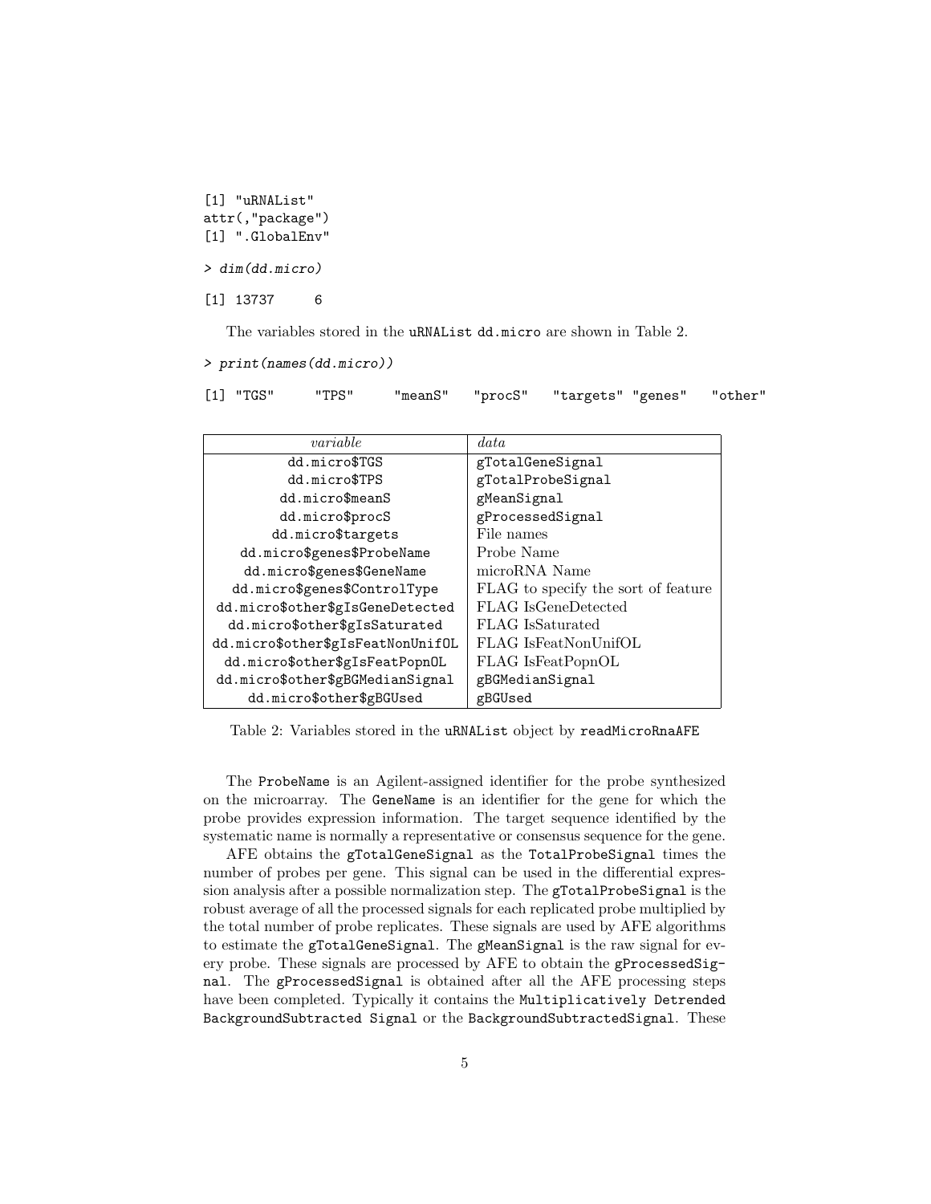```
[1] "uRNAList"
attr(,"package")
[1] ".GlobalEnv"
```

```
> dim(dd.micro)
```

```
[1] 13737     6
```

The variables stored in the `uRNAList` `dd.micro` are shown in Table 2.

```
> print(names(dd.micro))
```

```
[1] "TGS"      "TPS"      "meanS"    "procS"    "targets"  "genes"    "other"
```

| *variable* | *data* |
|---|---|
| `dd.micro$TGS` | `gTotalGeneSignal` |
| `dd.micro$TPS` | `gTotalProbeSignal` |
| `dd.micro$meanS` | `gMeanSignal` |
| `dd.micro$procS` | `gProcessedSignal` |
| `dd.micro$targets` | File names |
| `dd.micro$genes$ProbeName` | Probe Name |
| `dd.micro$genes$GeneName` | microRNA Name |
| `dd.micro$genes$ControlType` | FLAG to specify the sort of feature |
| `dd.micro$other$gIsGeneDetected` | FLAG IsGeneDetected |
| `dd.micro$other$gIsSaturated` | FLAG IsSaturated |
| `dd.micro$other$gIsFeatNonUnifOL` | FLAG IsFeatNonUnifOL |
| `dd.micro$other$gIsFeatPopnOL` | FLAG IsFeatPopnOL |
| `dd.micro$other$gBGMedianSignal` | `gBGMedianSignal` |
| `dd.micro$other$gBGUsed` | `gBGUsed` |

Table 2: Variables stored in the `uRNAList` object by `readMicroRnaAFE`

The `ProbeName` is an Agilent-assigned identifier for the probe synthesized on the microarray. The `GeneName` is an identifier for the gene for which the probe provides expression information. The target sequence identified by the systematic name is normally a representative or consensus sequence for the gene.

AFE obtains the `gTotalGeneSignal` as the `TotalProbeSignal` times the number of probes per gene. This signal can be used in the differential expression analysis after a possible normalization step. The `gTotalProbeSignal` is the robust average of all the processed signals for each replicated probe multiplied by the total number of probe replicates. These signals are used by AFE algorithms to estimate the `gTotalGeneSignal`. The `gMeanSignal` is the raw signal for every probe. These signals are processed by AFE to obtain the `gProcessedSignal`. The `gProcessedSignal` is obtained after all the AFE processing steps have been completed. Typically it contains the `Multiplicatively Detrended BackgroundSubtracted Signal` or the `BackgroundSubtractedSignal`. These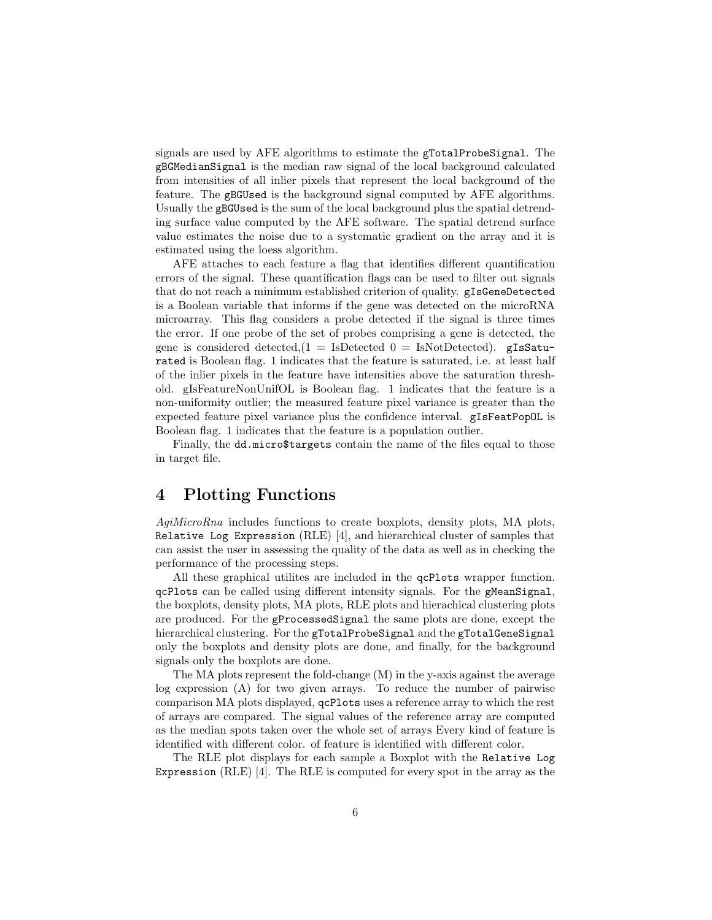signals are used by AFE algorithms to estimate the `gTotalProbeSignal`. The `gBGMedianSignal` is the median raw signal of the local background calculated from intensities of all inlier pixels that represent the local background of the feature. The `gBGUsed` is the background signal computed by AFE algorithms. Usually the `gBGUsed` is the sum of the local background plus the spatial detrending surface value computed by the AFE software. The spatial detrend surface value estimates the noise due to a systematic gradient on the array and it is estimated using the loess algorithm.

AFE attaches to each feature a flag that identifies different quantification errors of the signal. These quantification flags can be used to filter out signals that do not reach a minimum established criterion of quality. `gIsGeneDetected` is a Boolean variable that informs if the gene was detected on the microRNA microarray. This flag considers a probe detected if the signal is three times the error. If one probe of the set of probes comprising a gene is detected, the gene is considered detected,(1 = IsDetected 0 = IsNotDetected). `gIsSaturated` is Boolean flag. 1 indicates that the feature is saturated, i.e. at least half of the inlier pixels in the feature have intensities above the saturation threshold. gIsFeatureNonUnifOL is Boolean flag. 1 indicates that the feature is a non-uniformity outlier; the measured feature pixel variance is greater than the expected feature pixel variance plus the confidence interval. `gIsFeatPopOL` is Boolean flag. 1 indicates that the feature is a population outlier.

Finally, the `dd.micro$targets` contain the name of the files equal to those in target file.

# 4 Plotting Functions

*AgiMicroRna* includes functions to create boxplots, density plots, MA plots, `Relative Log Expression` (RLE) [4], and hierarchical cluster of samples that can assist the user in assessing the quality of the data as well as in checking the performance of the processing steps.

All these graphical utilites are included in the `qcPlots` wrapper function. `qcPlots` can be called using different intensity signals. For the `gMeanSignal`, the boxplots, density plots, MA plots, RLE plots and hierachical clustering plots are produced. For the `gProcessedSignal` the same plots are done, except the hierarchical clustering. For the `gTotalProbeSignal` and the `gTotalGeneSignal` only the boxplots and density plots are done, and finally, for the background signals only the boxplots are done.

The MA plots represent the fold-change (M) in the y-axis against the average log expression (A) for two given arrays. To reduce the number of pairwise comparison MA plots displayed, `qcPlots` uses a reference array to which the rest of arrays are compared. The signal values of the reference array are computed as the median spots taken over the whole set of arrays Every kind of feature is identified with different color. of feature is identified with different color.

The RLE plot displays for each sample a Boxplot with the `Relative Log Expression` (RLE) [4]. The RLE is computed for every spot in the array as the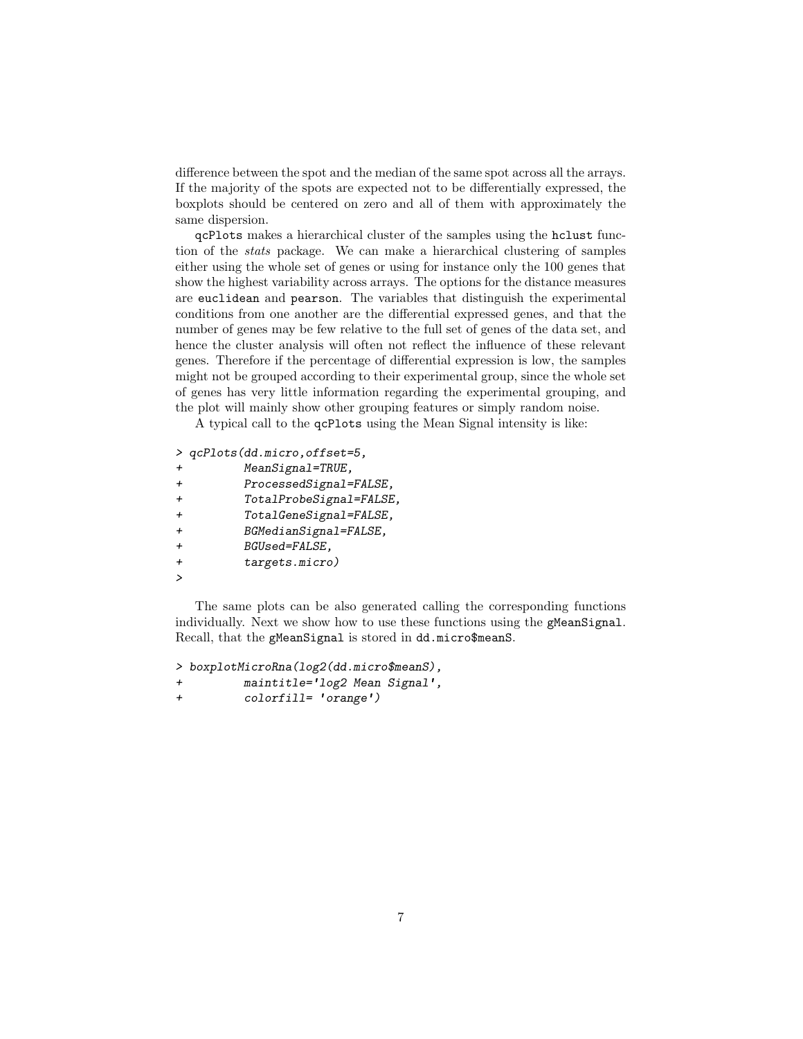difference between the spot and the median of the same spot across all the arrays. If the majority of the spots are expected not to be differentially expressed, the boxplots should be centered on zero and all of them with approximately the same dispersion.

qcPlots makes a hierarchical cluster of the samples using the hclust function of the *stats* package. We can make a hierarchical clustering of samples either using the whole set of genes or using for instance only the 100 genes that show the highest variability across arrays. The options for the distance measures are euclidean and pearson. The variables that distinguish the experimental conditions from one another are the differential expressed genes, and that the number of genes may be few relative to the full set of genes of the data set, and hence the cluster analysis will often not reflect the influence of these relevant genes. Therefore if the percentage of differential expression is low, the samples might not be grouped according to their experimental group, since the whole set of genes has very little information regarding the experimental grouping, and the plot will mainly show other grouping features or simply random noise.

A typical call to the qcPlots using the Mean Signal intensity is like:

```
> qcPlots(dd.micro,offset=5,
+         MeanSignal=TRUE,
+         ProcessedSignal=FALSE,
+         TotalProbeSignal=FALSE,
+         TotalGeneSignal=FALSE,
+         BGMedianSignal=FALSE,
+         BGUsed=FALSE,
+         targets.micro)
>
```

The same plots can be also generated calling the corresponding functions individually. Next we show how to use these functions using the gMeanSignal. Recall, that the gMeanSignal is stored in dd.micro$meanS.

```
> boxplotMicroRna(log2(dd.micro$meanS),
+         maintitle='log2 Mean Signal',
+         colorfill= 'orange')
```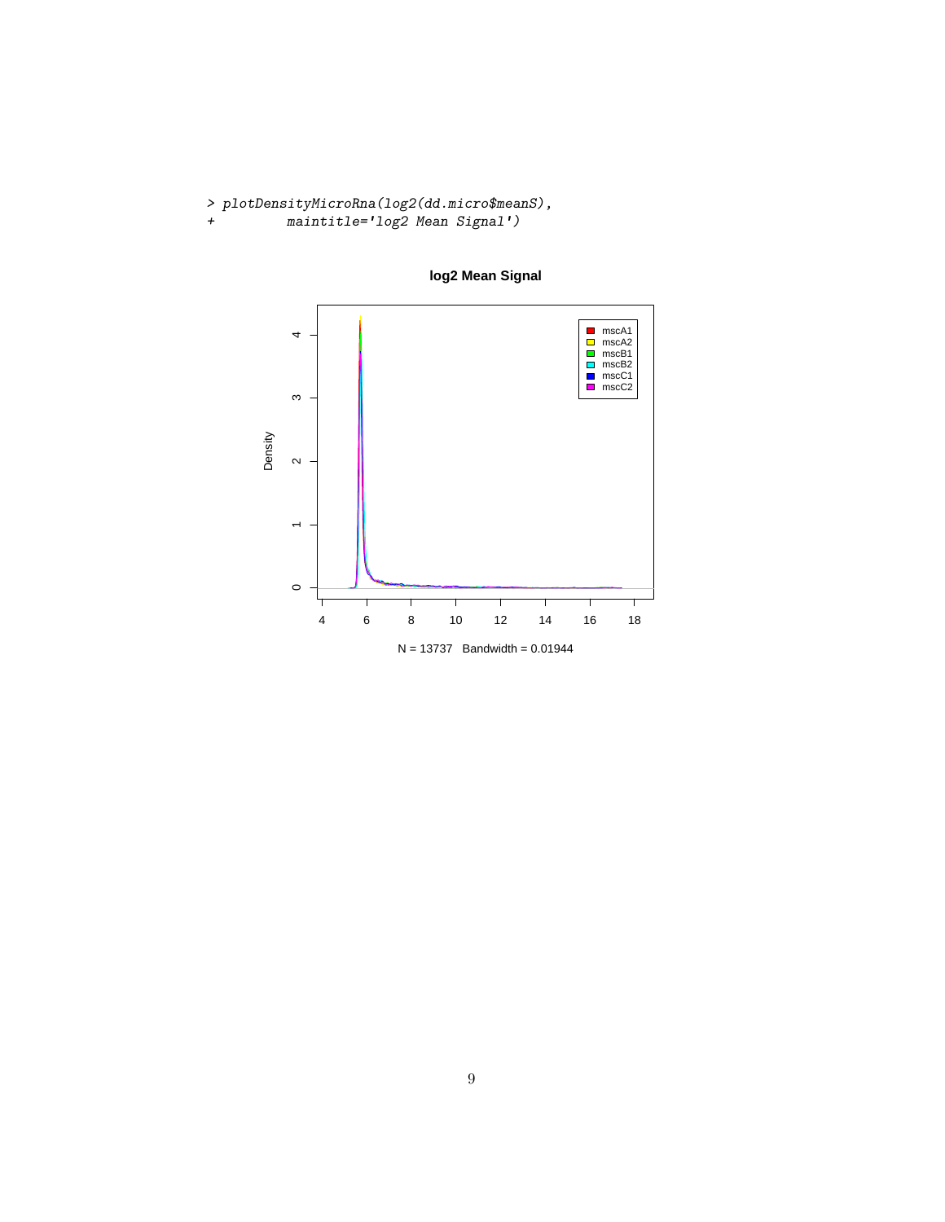```
> plotDensityMicroRna(log2(dd.micro$meanS),
+         maintitle='log2 Mean Signal')
```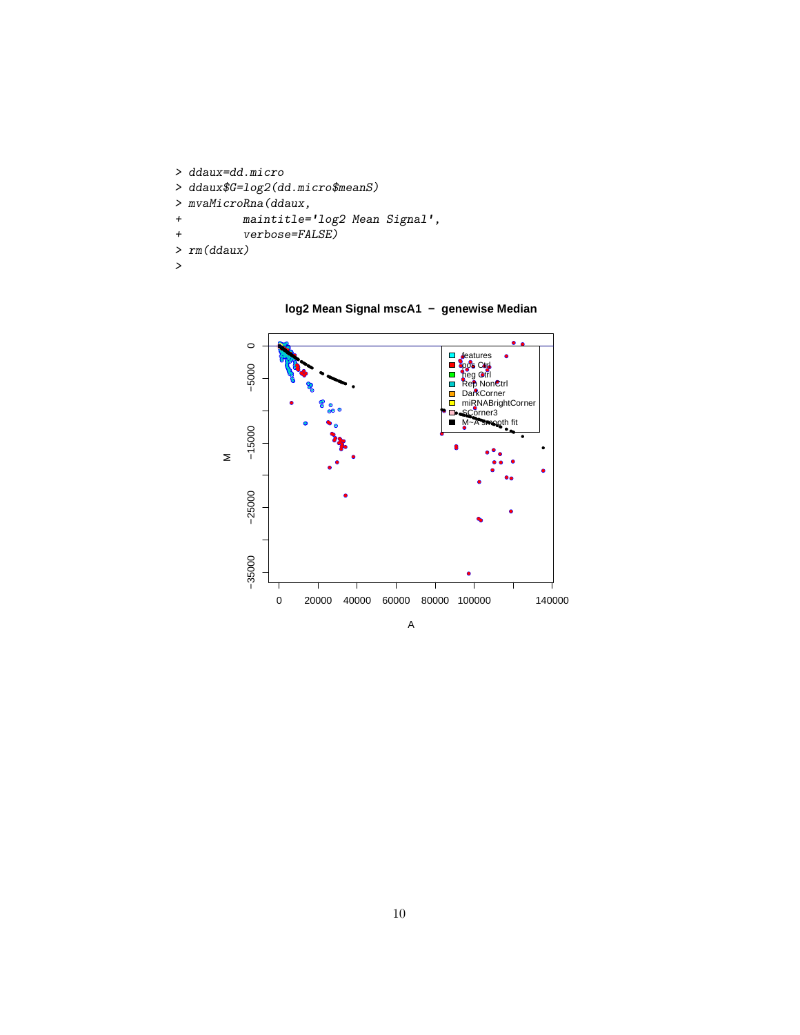```
> ddaux=dd.micro
> ddaux$G=log2(dd.micro$meanS)
> mvaMicroRna(ddaux,
+          maintitle='log2 Mean Signal',
+          verbose=FALSE)
> rm(ddaux)
>
```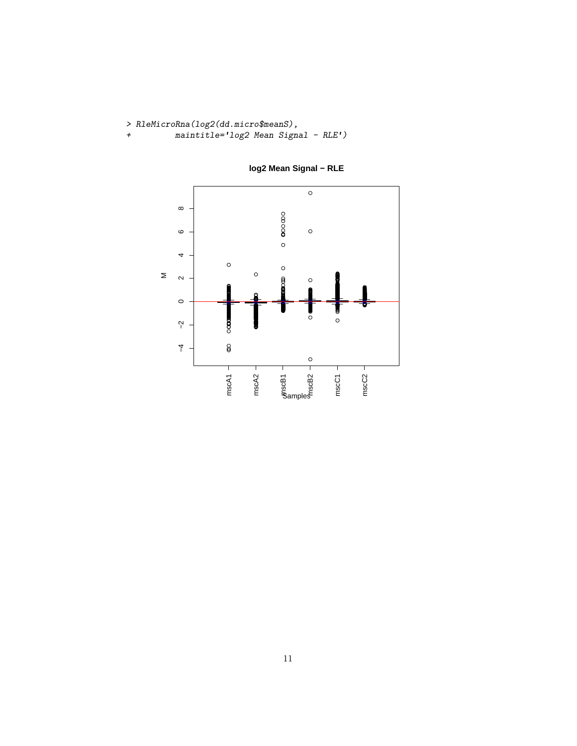```
> RleMicroRna(log2(dd.micro$meanS),
+          maintitle='log2 Mean Signal - RLE')
```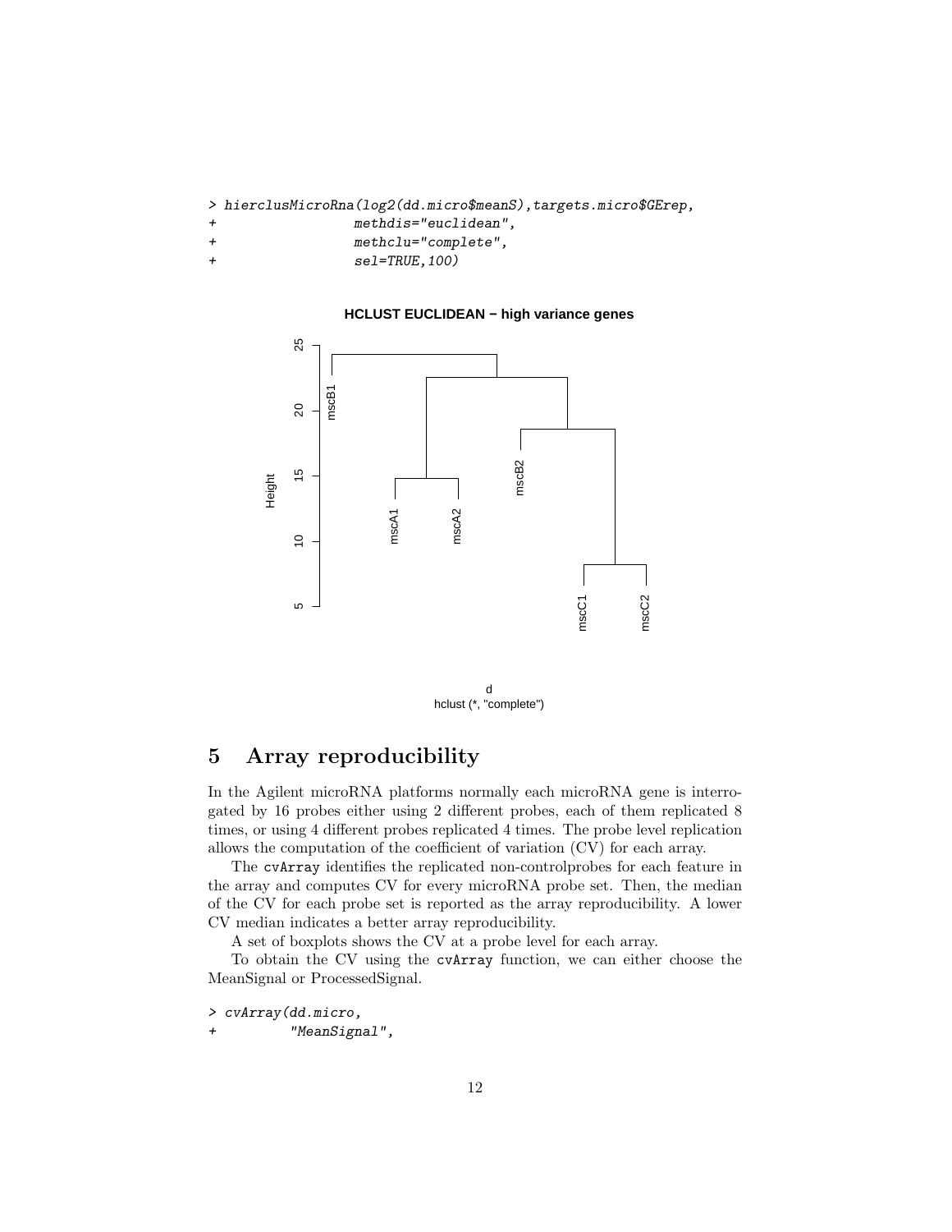```
> hierclusMicroRna(log2(dd.micro$meanS),targets.micro$GErep,
+                  methdis="euclidean",
+                  methclu="complete",
+                  sel=TRUE,100)
```

## 5 Array reproducibility

In the Agilent microRNA platforms normally each microRNA gene is interrogated by 16 probes either using 2 different probes, each of them replicated 8 times, or using 4 different probes replicated 4 times. The probe level replication allows the computation of the coefficient of variation (CV) for each array.

The `cvArray` identifies the replicated non-controlprobes for each feature in the array and computes CV for every microRNA probe set. Then, the median of the CV for each probe set is reported as the array reproducibility. A lower CV median indicates a better array reproducibility.

A set of boxplots shows the CV at a probe level for each array.

To obtain the CV using the `cvArray` function, we can either choose the MeanSignal or ProcessedSignal.

```
> cvArray(dd.micro,
+         "MeanSignal",
```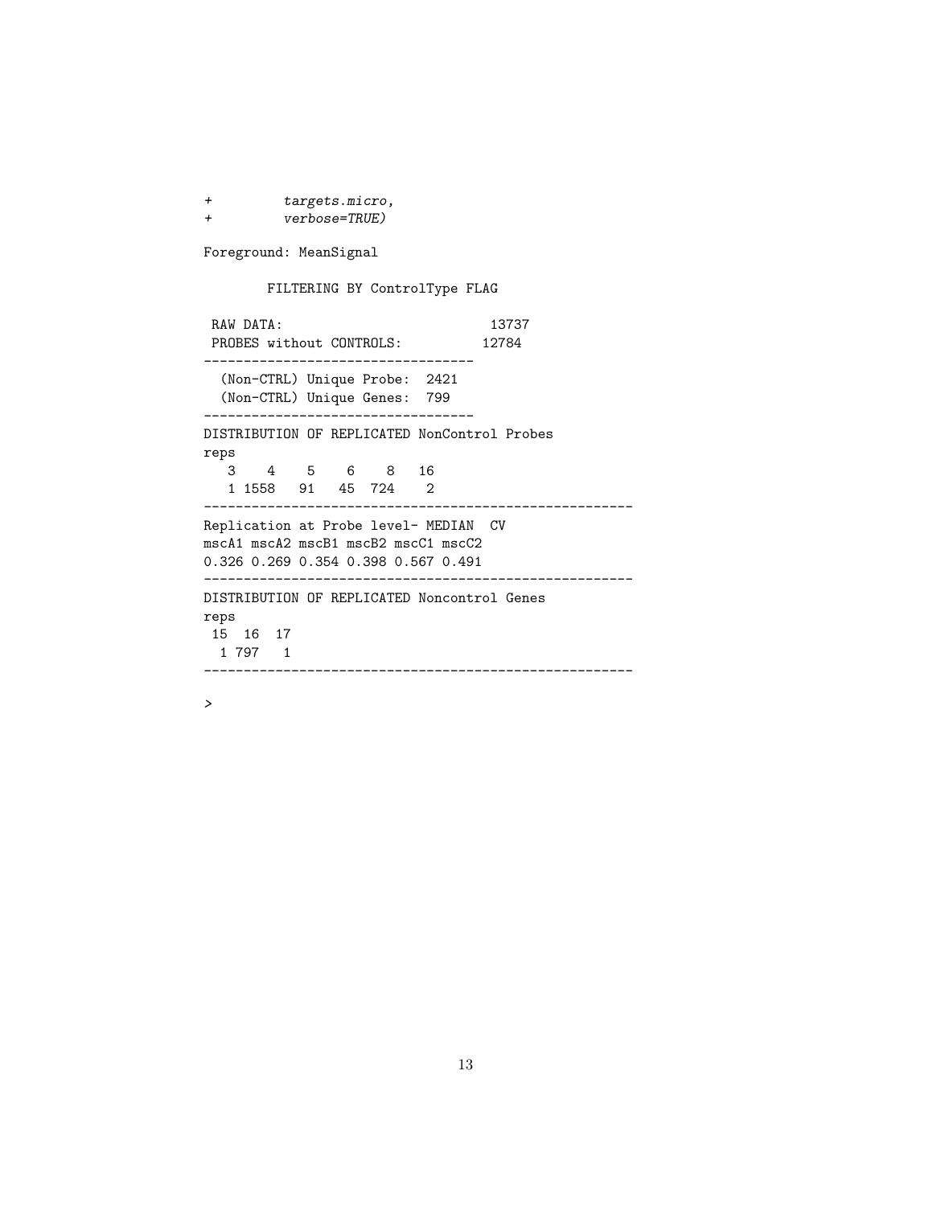```
+         targets.micro,
+         verbose=TRUE)

Foreground: MeanSignal

        FILTERING BY ControlType FLAG

 RAW DATA:                          13737
 PROBES without CONTROLS:          12784
----------------------------------
  (Non-CTRL) Unique Probe:  2421
  (Non-CTRL) Unique Genes:  799
----------------------------------
DISTRIBUTION OF REPLICATED NonControl Probes
reps
   3    4    5    6    8   16
   1 1558   91   45  724    2
------------------------------------------------------
Replication at Probe level- MEDIAN  CV
mscA1 mscA2 mscB1 mscB2 mscC1 mscC2
0.326 0.269 0.354 0.398 0.567 0.491
------------------------------------------------------
DISTRIBUTION OF REPLICATED Noncontrol Genes
reps
 15  16  17
  1 797   1
------------------------------------------------------

>
```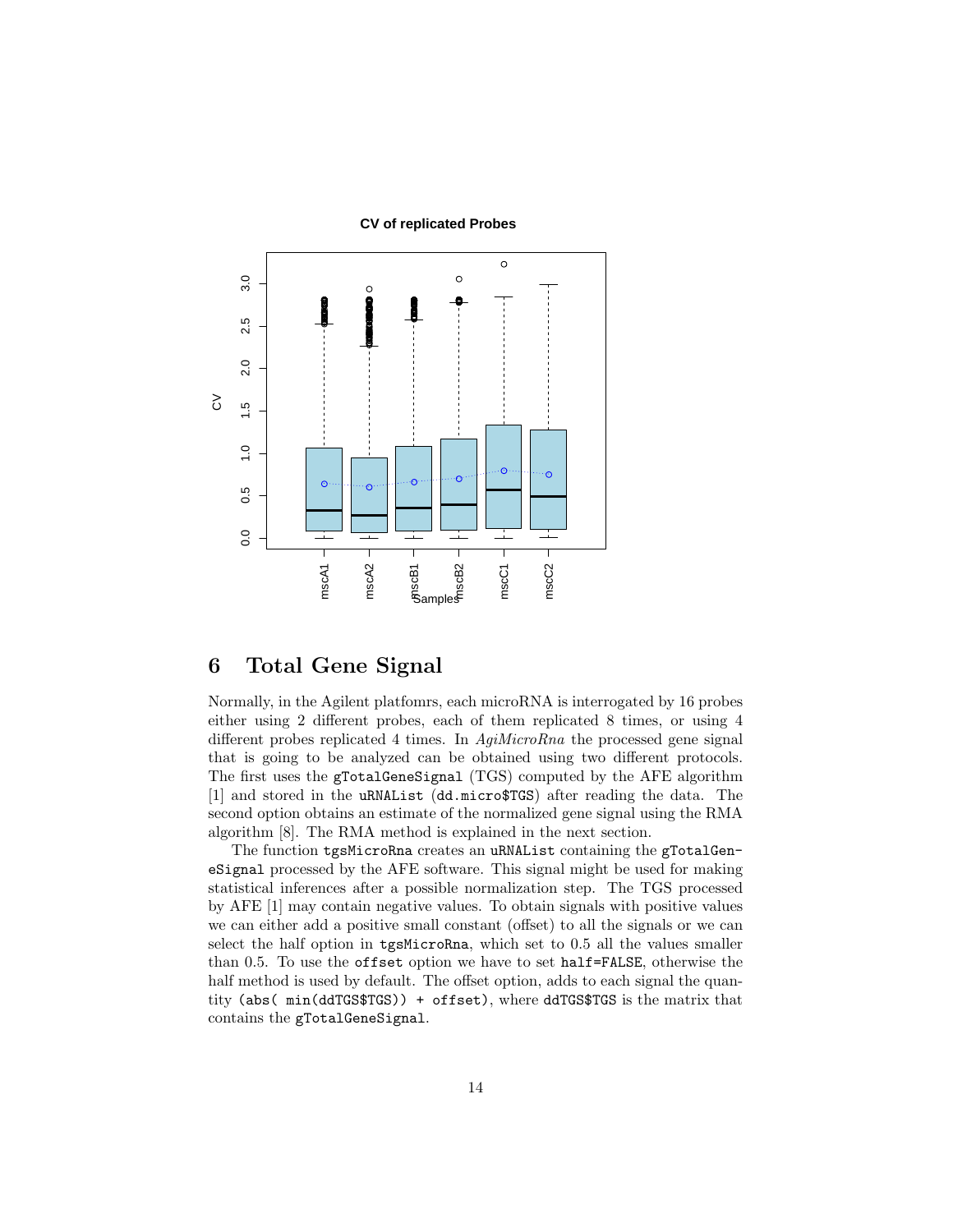## 6 Total Gene Signal

Normally, in the Agilent platfomrs, each microRNA is interrogated by 16 probes either using 2 different probes, each of them replicated 8 times, or using 4 different probes replicated 4 times. In *AgiMicroRna* the processed gene signal that is going to be analyzed can be obtained using two different protocols. The first uses the `gTotalGeneSignal` (TGS) computed by the AFE algorithm [1] and stored in the `uRNAList` (`dd.micro$TGS`) after reading the data. The second option obtains an estimate of the normalized gene signal using the RMA algorithm [8]. The RMA method is explained in the next section.

The function `tgsMicroRna` creates an `uRNAList` containing the `gTotalGeneSignal` processed by the AFE software. This signal might be used for making statistical inferences after a possible normalization step. The TGS processed by AFE [1] may contain negative values. To obtain signals with positive values we can either add a positive small constant (offset) to all the signals or we can select the half option in `tgsMicroRna`, which set to 0.5 all the values smaller than 0.5. To use the `offset` option we have to set `half=FALSE`, otherwise the half method is used by default. The offset option, adds to each signal the quantity `(abs( min(ddTGS$TGS)) + offset)`, where `ddTGS$TGS` is the matrix that contains the `gTotalGeneSignal`.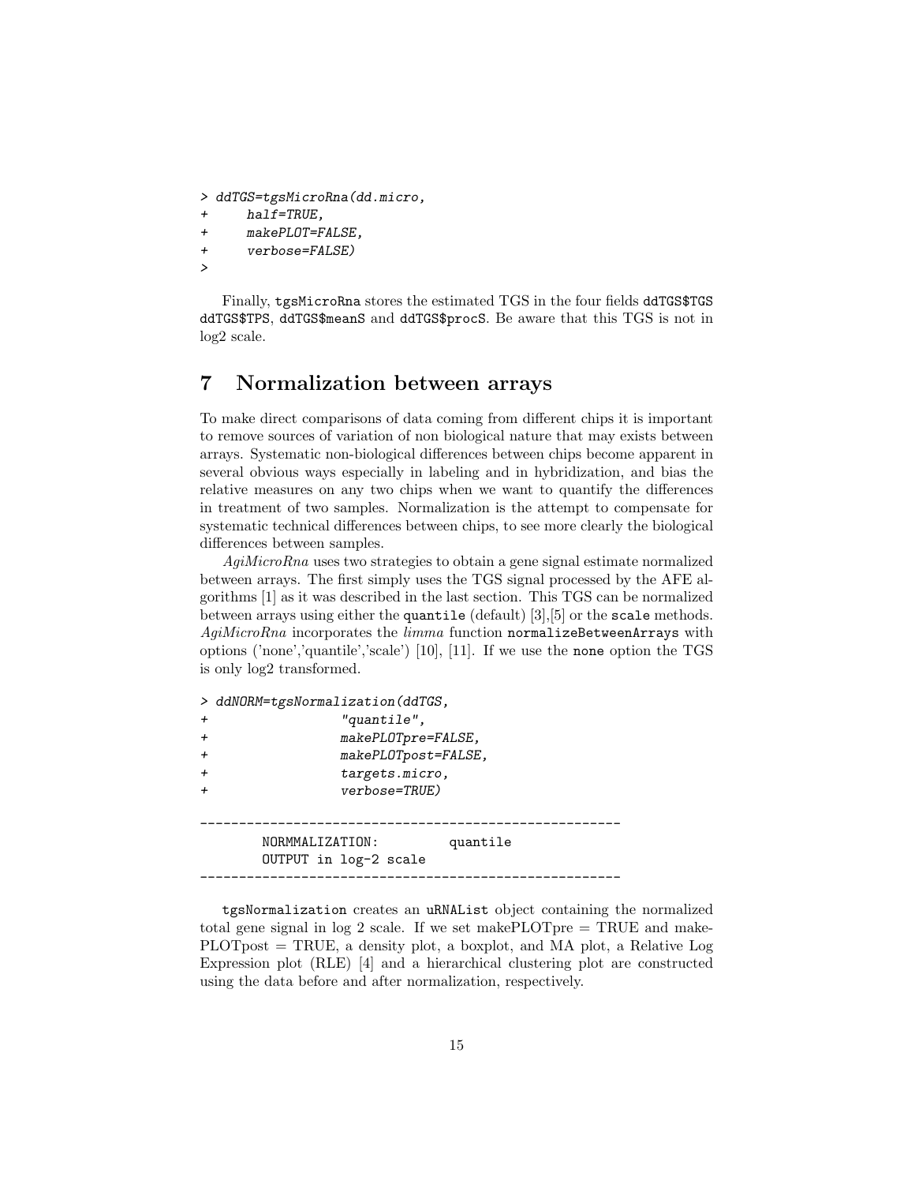```
> ddTGS=tgsMicroRna(dd.micro,
+      half=TRUE,
+      makePLOT=FALSE,
+      verbose=FALSE)
>
```

Finally, tgsMicroRna stores the estimated TGS in the four fields ddTGS$TGS ddTGS$TPS, ddTGS$meanS and ddTGS$procS. Be aware that this TGS is not in log2 scale.

## 7 Normalization between arrays

To make direct comparisons of data coming from different chips it is important to remove sources of variation of non biological nature that may exists between arrays. Systematic non-biological differences between chips become apparent in several obvious ways especially in labeling and in hybridization, and bias the relative measures on any two chips when we want to quantify the differences in treatment of two samples. Normalization is the attempt to compensate for systematic technical differences between chips, to see more clearly the biological differences between samples.

*AgiMicroRna* uses two strategies to obtain a gene signal estimate normalized between arrays. The first simply uses the TGS signal processed by the AFE algorithms [1] as it was described in the last section. This TGS can be normalized between arrays using either the quantile (default) [3],[5] or the scale methods. *AgiMicroRna* incorporates the *limma* function normalizeBetweenArrays with options ('none','quantile','scale') [10], [11]. If we use the none option the TGS is only log2 transformed.

```
> ddNORM=tgsNormalization(ddTGS,
+                "quantile",
+                makePLOTpre=FALSE,
+                makePLOTpost=FALSE,
+                targets.micro,
+                verbose=TRUE)

------------------------------------------------------
        NORMMALIZATION:         quantile
        OUTPUT in log-2 scale
------------------------------------------------------
```

tgsNormalization creates an uRNAList object containing the normalized total gene signal in log 2 scale. If we set makePLOTpre = TRUE and makePLOTpost = TRUE, a density plot, a boxplot, and MA plot, a Relative Log Expression plot (RLE) [4] and a hierarchical clustering plot are constructed using the data before and after normalization, respectively.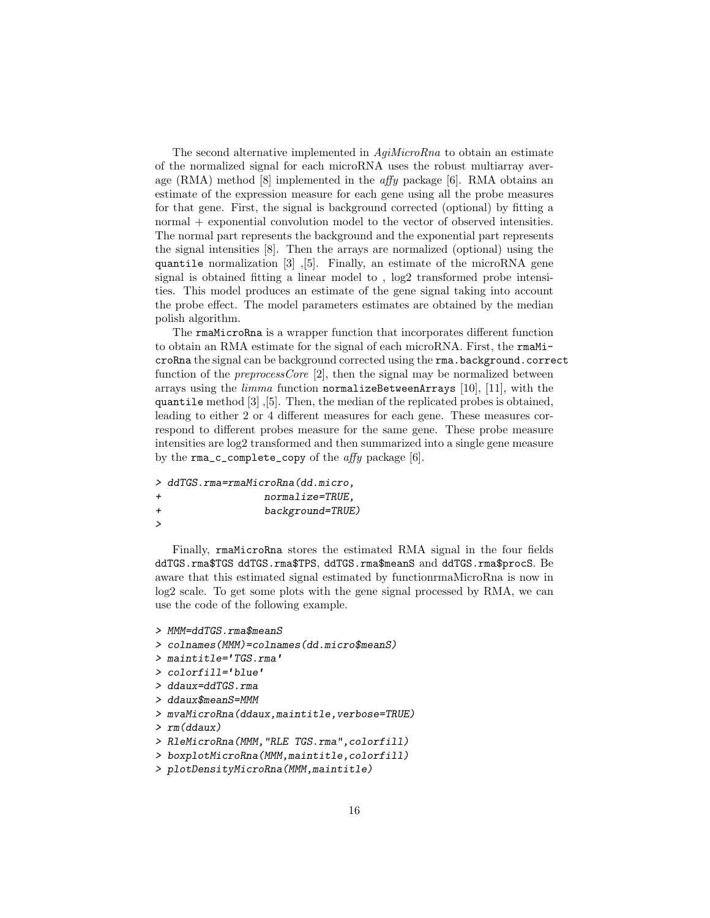The second alternative implemented in *AgiMicroRna* to obtain an estimate of the normalized signal for each microRNA uses the robust multiarray average (RMA) method [8] implemented in the *affy* package [6]. RMA obtains an estimate of the expression measure for each gene using all the probe measures for that gene. First, the signal is background corrected (optional) by fitting a normal + exponential convolution model to the vector of observed intensities. The normal part represents the background and the exponential part represents the signal intensities [8]. Then the arrays are normalized (optional) using the `quantile` normalization [3] ,[5]. Finally, an estimate of the microRNA gene signal is obtained fitting a linear model to , log2 transformed probe intensities. This model produces an estimate of the gene signal taking into account the probe effect. The model parameters estimates are obtained by the median polish algorithm.

The `rmaMicroRna` is a wrapper function that incorporates different function to obtain an RMA estimate for the signal of each microRNA. First, the `rmaMicroRna` the signal can be background corrected using the `rma.background.correct` function of the *preprocessCore* [2], then the signal may be normalized between arrays using the *limma* function `normalizeBetweenArrays` [10], [11], with the `quantile` method [3] ,[5]. Then, the median of the replicated probes is obtained, leading to either 2 or 4 different measures for each gene. These measures correspond to different probes measure for the same gene. These probe measure intensities are log2 transformed and then summarized into a single gene measure by the `rma_c_complete_copy` of the *affy* package [6].

```
> ddTGS.rma=rmaMicroRna(dd.micro,
+                 normalize=TRUE,
+                 background=TRUE)
>
```

Finally, rmaMicroRna stores the estimated RMA signal in the four fields `ddTGS.rma$TGS` `ddTGS.rma$TPS`, `ddTGS.rma$meanS` and `ddTGS.rma$procS`. Be aware that this estimated signal estimated by functionrmaMicroRna is now in log2 scale. To get some plots with the gene signal processed by RMA, we can use the code of the following example.

```
> MMM=ddTGS.rma$meanS
> colnames(MMM)=colnames(dd.micro$meanS)
> maintitle='TGS.rma'
> colorfill='blue'
> ddaux=ddTGS.rma
> ddaux$meanS=MMM
> mvaMicroRna(ddaux,maintitle,verbose=TRUE)
> rm(ddaux)
> RleMicroRna(MMM,"RLE TGS.rma",colorfill)
> boxplotMicroRna(MMM,maintitle,colorfill)
> plotDensityMicroRna(MMM,maintitle)
```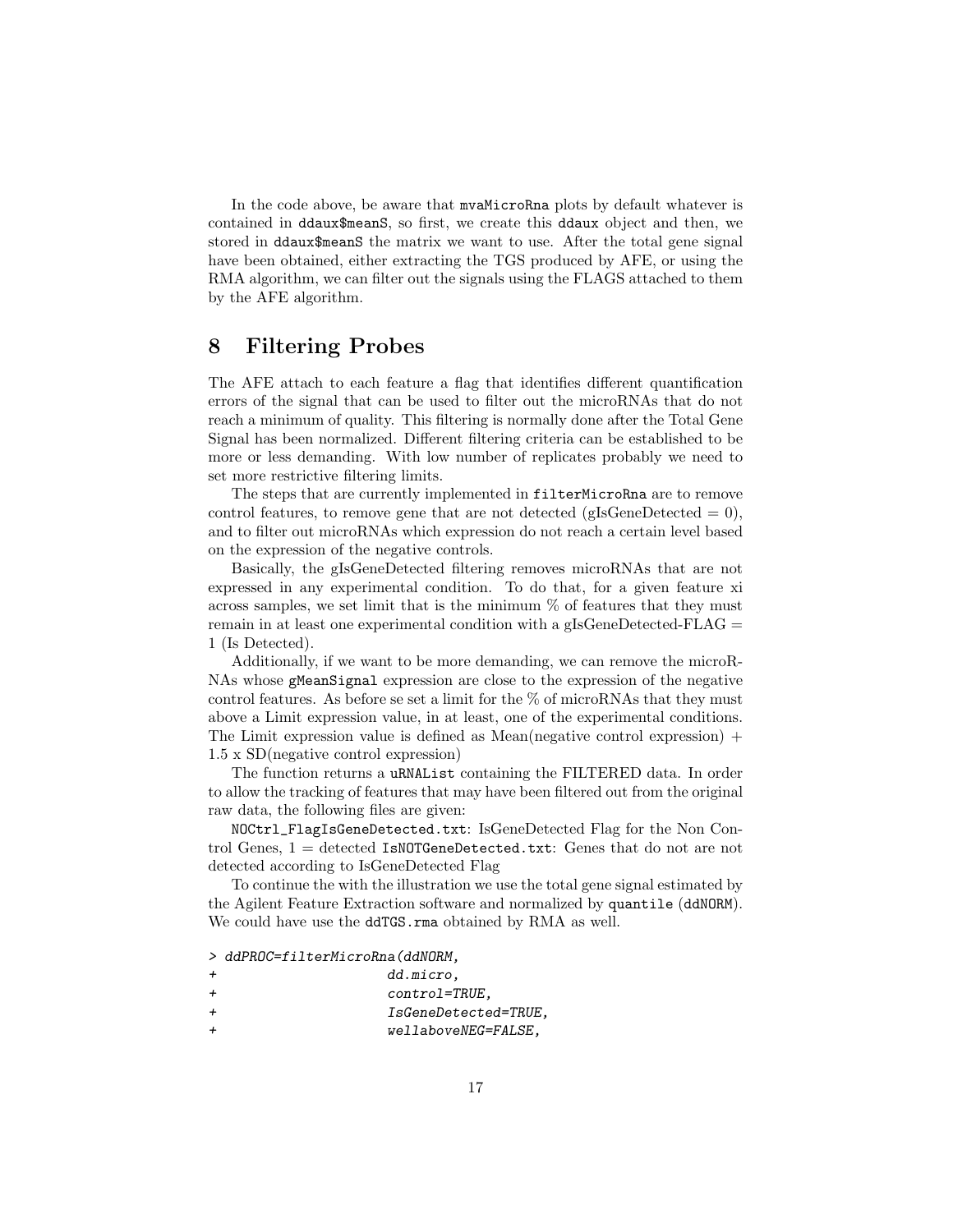In the code above, be aware that `mvaMicroRna` plots by default whatever is contained in `ddaux$meanS`, so first, we create this `ddaux` object and then, we stored in `ddaux$meanS` the matrix we want to use. After the total gene signal have been obtained, either extracting the TGS produced by AFE, or using the RMA algorithm, we can filter out the signals using the FLAGS attached to them by the AFE algorithm.

# 8 Filtering Probes

The AFE attach to each feature a flag that identifies different quantification errors of the signal that can be used to filter out the microRNAs that do not reach a minimum of quality. This filtering is normally done after the Total Gene Signal has been normalized. Different filtering criteria can be established to be more or less demanding. With low number of replicates probably we need to set more restrictive filtering limits.

The steps that are currently implemented in `filterMicroRna` are to remove control features, to remove gene that are not detected (gIsGeneDetected = 0), and to filter out microRNAs which expression do not reach a certain level based on the expression of the negative controls.

Basically, the gIsGeneDetected filtering removes microRNAs that are not expressed in any experimental condition. To do that, for a given feature xi across samples, we set limit that is the minimum % of features that they must remain in at least one experimental condition with a gIsGeneDetected-FLAG = 1 (Is Detected).

Additionally, if we want to be more demanding, we can remove the microRNAs whose `gMeanSignal` expression are close to the expression of the negative control features. As before se set a limit for the % of microRNAs that they must above a Limit expression value, in at least, one of the experimental conditions. The Limit expression value is defined as Mean(negative control expression) + 1.5 x SD(negative control expression)

The function returns a `uRNAList` containing the FILTERED data. In order to allow the tracking of features that may have been filtered out from the original raw data, the following files are given:

`NOCtrl_FlagIsGeneDetected.txt`: IsGeneDetected Flag for the Non Control Genes, 1 = detected `IsNOTGeneDetected.txt`: Genes that do not are not detected according to IsGeneDetected Flag

To continue the with the illustration we use the total gene signal estimated by the Agilent Feature Extraction software and normalized by `quantile` (`ddNORM`). We could have use the `ddTGS.rma` obtained by RMA as well.

```
> ddPROC=filterMicroRna(ddNORM,
+                       dd.micro,
+                       control=TRUE,
+                       IsGeneDetected=TRUE,
+                       wellaboveNEG=FALSE,
```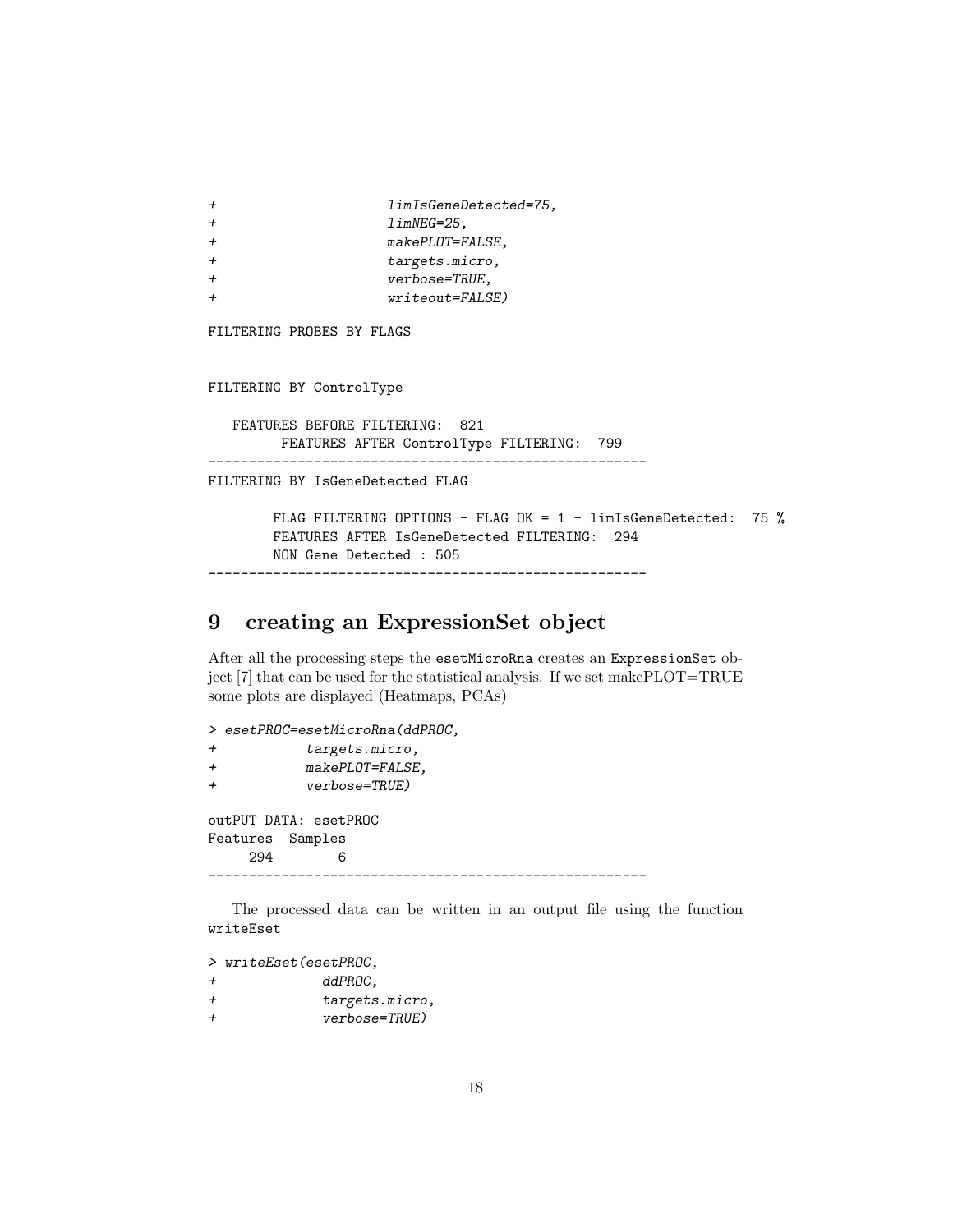```
+                    limIsGeneDetected=75,
+                    limNEG=25,
+                    makePLOT=FALSE,
+                    targets.micro,
+                    verbose=TRUE,
+                    writeout=FALSE)

FILTERING PROBES BY FLAGS


FILTERING BY ControlType

   FEATURES BEFORE FILTERING:  821
         FEATURES AFTER ControlType FILTERING:  799
------------------------------------------------------
FILTERING BY IsGeneDetected FLAG

        FLAG FILTERING OPTIONS - FLAG OK = 1 - limIsGeneDetected:  75 %
        FEATURES AFTER IsGeneDetected FILTERING:  294
        NON Gene Detected : 505
------------------------------------------------------
```

# 9 creating an ExpressionSet object

After all the processing steps the `esetMicroRna` creates an `ExpressionSet` object [7] that can be used for the statistical analysis. If we set makePLOT=TRUE some plots are displayed (Heatmaps, PCAs)

```
> esetPROC=esetMicroRna(ddPROC,
+           targets.micro,
+           makePLOT=FALSE,
+           verbose=TRUE)

outPUT DATA: esetPROC
Features  Samples
     294        6
------------------------------------------------------
```

The processed data can be written in an output file using the function writeEset

```
> writeEset(esetPROC,
+             ddPROC,
+             targets.micro,
+             verbose=TRUE)
```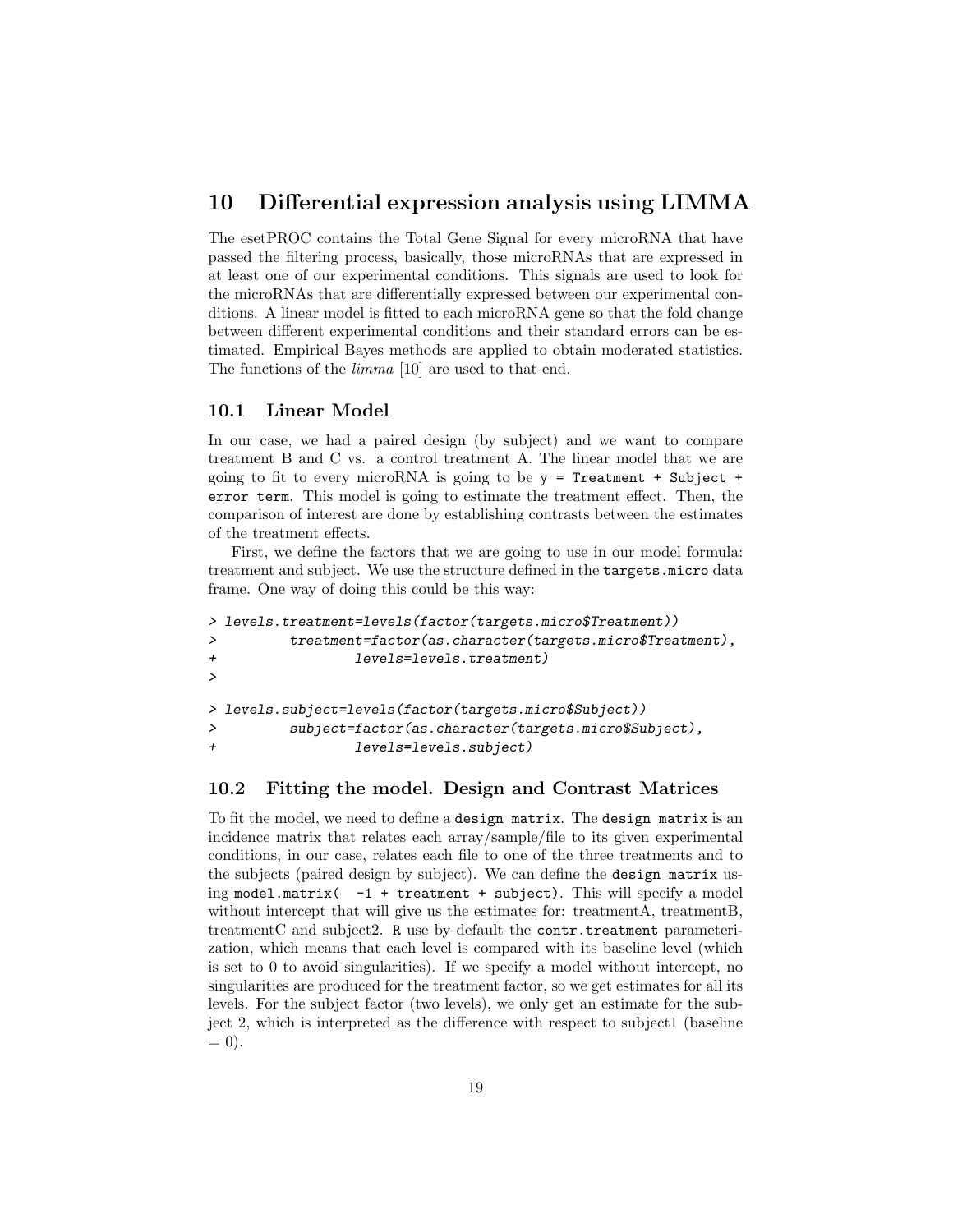# 10 Differential expression analysis using LIMMA

The esetPROC contains the Total Gene Signal for every microRNA that have passed the filtering process, basically, those microRNAs that are expressed in at least one of our experimental conditions. This signals are used to look for the microRNAs that are differentially expressed between our experimental conditions. A linear model is fitted to each microRNA gene so that the fold change between different experimental conditions and their standard errors can be estimated. Empirical Bayes methods are applied to obtain moderated statistics. The functions of the *limma* [10] are used to that end.

## 10.1 Linear Model

In our case, we had a paired design (by subject) and we want to compare treatment B and C vs. a control treatment A. The linear model that we are going to fit to every microRNA is going to be `y = Treatment + Subject + error term`. This model is going to estimate the treatment effect. Then, the comparison of interest are done by establishing contrasts between the estimates of the treatment effects.

First, we define the factors that we are going to use in our model formula: treatment and subject. We use the structure defined in the `targets.micro` data frame. One way of doing this could be this way:

```
> levels.treatment=levels(factor(targets.micro$Treatment))
>         treatment=factor(as.character(targets.micro$Treatment),
+                 levels=levels.treatment)
>
> levels.subject=levels(factor(targets.micro$Subject))
>         subject=factor(as.character(targets.micro$Subject),
+                 levels=levels.subject)
```

## 10.2 Fitting the model. Design and Contrast Matrices

To fit the model, we need to define a `design matrix`. The `design matrix` is an incidence matrix that relates each array/sample/file to its given experimental conditions, in our case, relates each file to one of the three treatments and to the subjects (paired design by subject). We can define the `design matrix` using `model.matrix( -1 + treatment + subject)`. This will specify a model without intercept that will give us the estimates for: treatmentA, treatmentB, treatmentC and subject2. `R` use by default the `contr.treatment` parameterization, which means that each level is compared with its baseline level (which is set to 0 to avoid singularities). If we specify a model without intercept, no singularities are produced for the treatment factor, so we get estimates for all its levels. For the subject factor (two levels), we only get an estimate for the subject 2, which is interpreted as the difference with respect to subject1 (baseline = 0).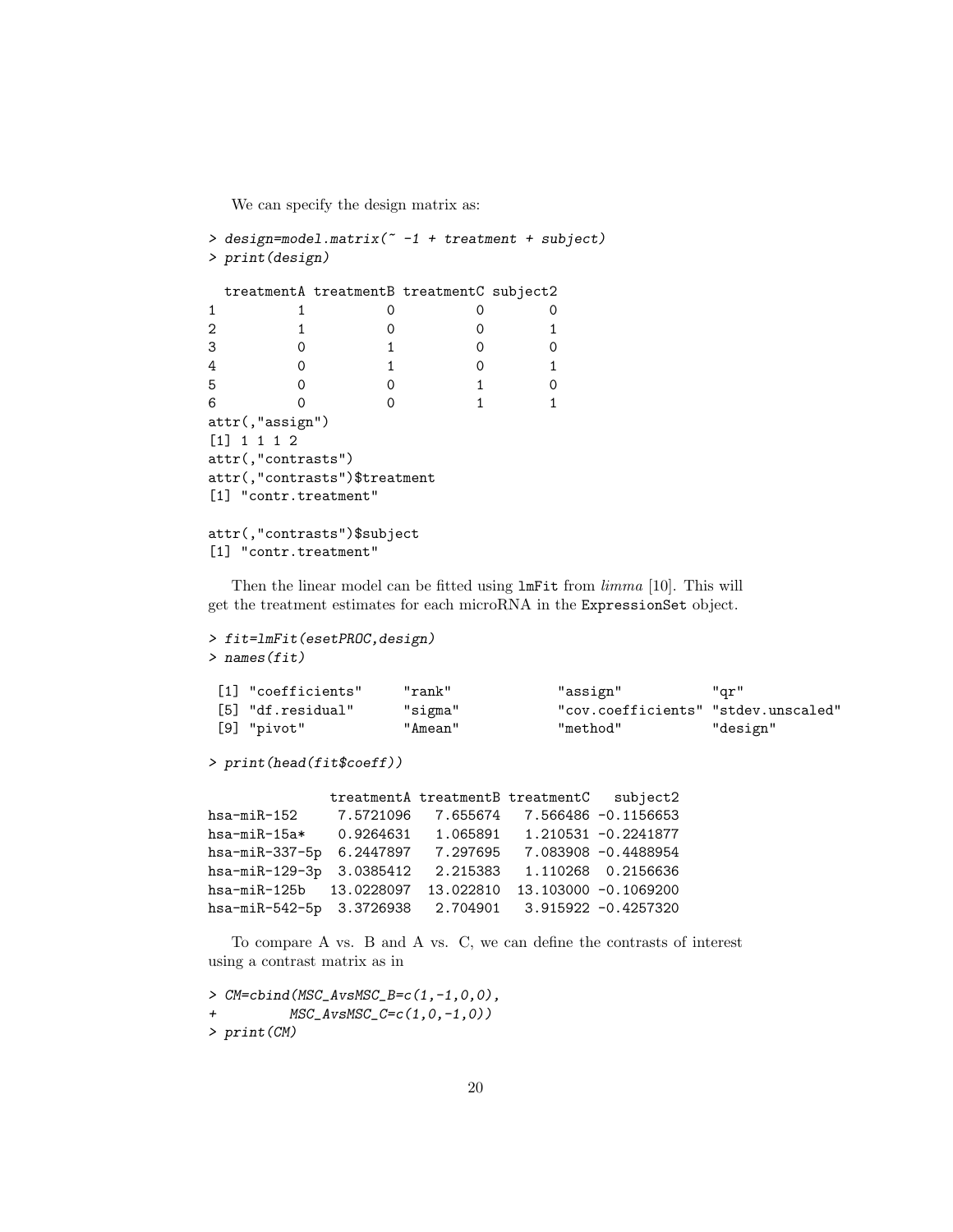We can specify the design matrix as:

```
> design=model.matrix(~ -1 + treatment + subject)
> print(design)

  treatmentA treatmentB treatmentC subject2
1          1          0          0        0
2          1          0          0        1
3          0          1          0        0
4          0          1          0        1
5          0          0          1        0
6          0          0          1        1
attr(,"assign")
[1] 1 1 1 2
attr(,"contrasts")
attr(,"contrasts")$treatment
[1] "contr.treatment"

attr(,"contrasts")$subject
[1] "contr.treatment"
```

Then the linear model can be fitted using `lmFit` from *limma* [10]. This will get the treatment estimates for each microRNA in the `ExpressionSet` object.

```
> fit=lmFit(esetPROC,design)
> names(fit)

 [1] "coefficients"     "rank"             "assign"           "qr"
 [5] "df.residual"      "sigma"            "cov.coefficients" "stdev.unscaled"
 [9] "pivot"            "Amean"            "method"           "design"

> print(head(fit$coeff))

              treatmentA treatmentB treatmentC   subject2
hsa-miR-152    7.5721096   7.655674   7.566486 -0.1156653
hsa-miR-15a*   0.9264631   1.065891   1.210531 -0.2241877
hsa-miR-337-5p 6.2447897   7.297695   7.083908 -0.4488954
hsa-miR-129-3p 3.0385412   2.215383   1.110268  0.2156636
hsa-miR-125b  13.0228097  13.022810  13.103000 -0.1069200
hsa-miR-542-5p 3.3726938   2.704901   3.915922 -0.4257320
```

To compare A vs. B and A vs. C, we can define the contrasts of interest using a contrast matrix as in

```
> CM=cbind(MSC_AvsMSC_B=c(1,-1,0,0),
+          MSC_AvsMSC_C=c(1,0,-1,0))
> print(CM)
```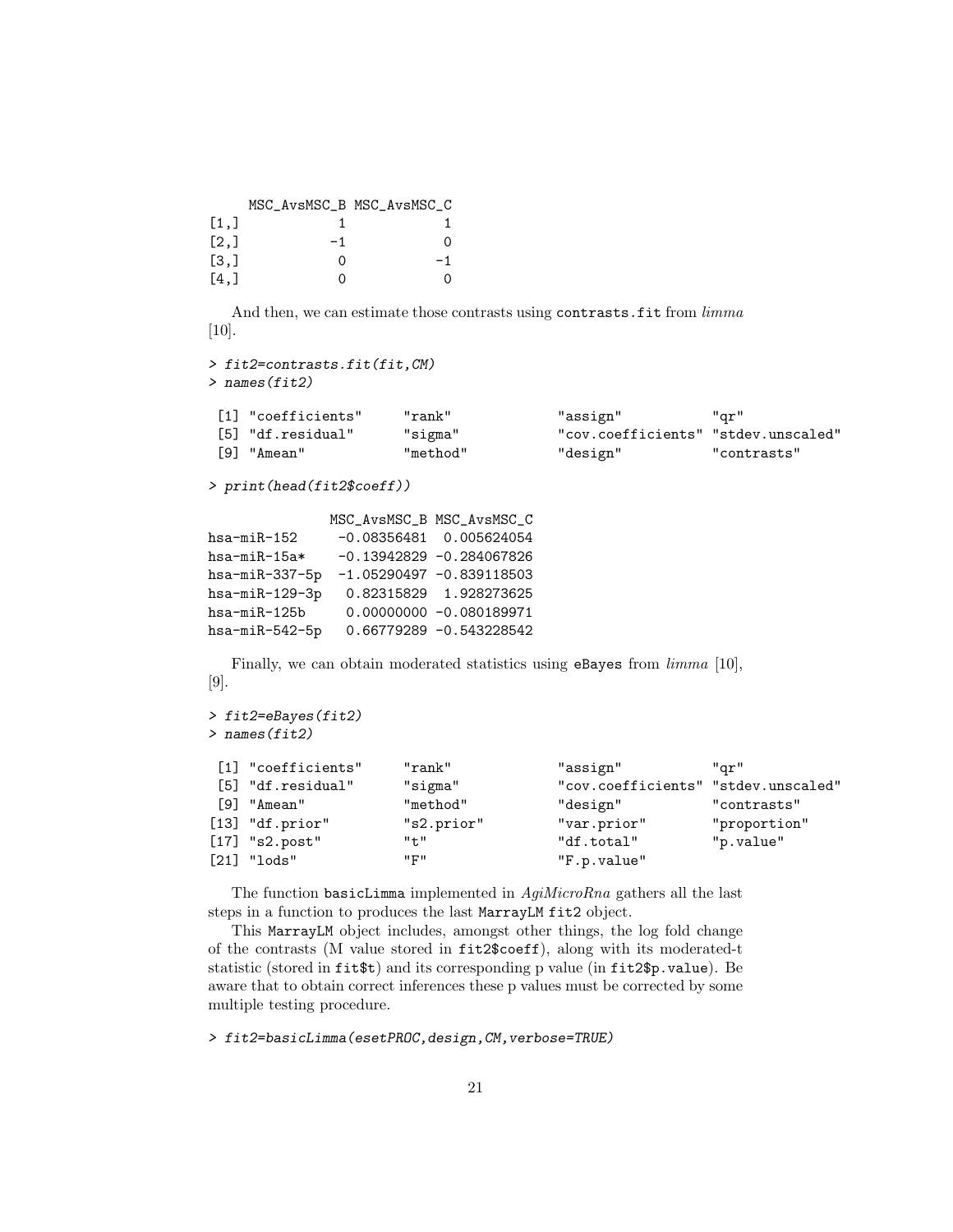```
     MSC_AvsMSC_B MSC_AvsMSC_C
[1,]            1            1
[2,]           -1            0
[3,]            0           -1
[4,]            0            0
```

And then, we can estimate those contrasts using `contrasts.fit` from *limma* [10].

```
> fit2=contrasts.fit(fit,CM)
> names(fit2)
```

```
 [1] "coefficients"     "rank"             "assign"           "qr"
 [5] "df.residual"      "sigma"            "cov.coefficients" "stdev.unscaled"
 [9] "Amean"            "method"           "design"           "contrasts"
```

```
> print(head(fit2$coeff))
```

```
              MSC_AvsMSC_B MSC_AvsMSC_C
hsa-miR-152    -0.08356481  0.005624054
hsa-miR-15a*   -0.13942829 -0.284067826
hsa-miR-337-5p -1.05290497 -0.839118503
hsa-miR-129-3p  0.82315829  1.928273625
hsa-miR-125b    0.00000000 -0.080189971
hsa-miR-542-5p  0.66779289 -0.543228542
```

Finally, we can obtain moderated statistics using `eBayes` from *limma* [10], [9].

```
> fit2=eBayes(fit2)
> names(fit2)
```

```
 [1] "coefficients"     "rank"             "assign"           "qr"
 [5] "df.residual"      "sigma"            "cov.coefficients" "stdev.unscaled"
 [9] "Amean"            "method"           "design"           "contrasts"
[13] "df.prior"         "s2.prior"         "var.prior"        "proportion"
[17] "s2.post"          "t"                "df.total"         "p.value"
[21] "lods"             "F"                "F.p.value"
```

The function `basicLimma` implemented in *AgiMicroRna* gathers all the last steps in a function to produces the last `MarrayLM` `fit2` object.

This `MarrayLM` object includes, amongst other things, the log fold change of the contrasts (M value stored in `fit2$coeff`), along with its moderated-t statistic (stored in `fit$t`) and its corresponding p value (in `fit2$p.value`). Be aware that to obtain correct inferences these p values must be corrected by some multiple testing procedure.

```
> fit2=basicLimma(esetPROC,design,CM,verbose=TRUE)
```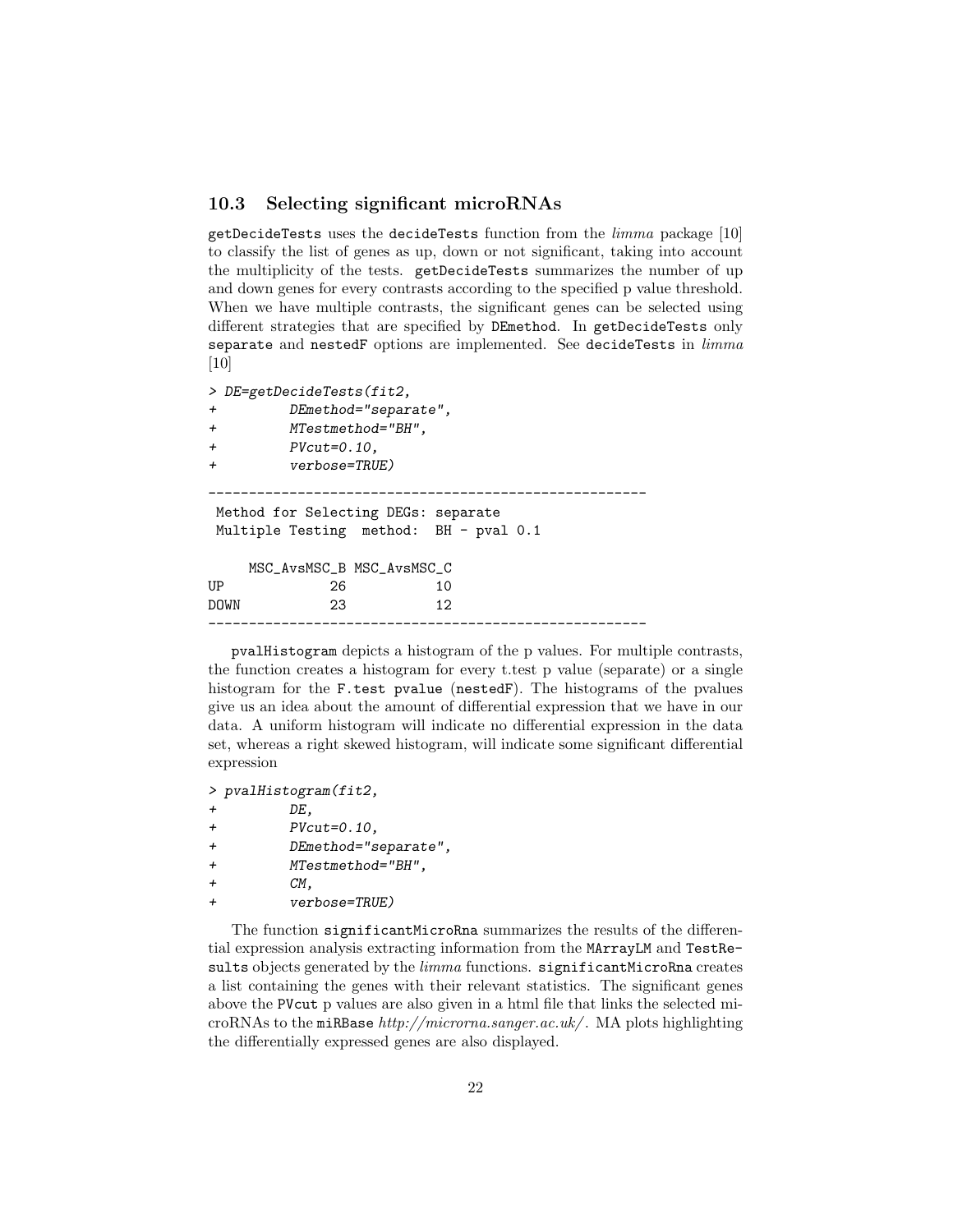### 10.3 Selecting significant microRNAs

getDecideTests uses the decideTests function from the *limma* package [10] to classify the list of genes as up, down or not significant, taking into account the multiplicity of the tests. getDecideTests summarizes the number of up and down genes for every contrasts according to the specified p value threshold. When we have multiple contrasts, the significant genes can be selected using different strategies that are specified by DEmethod. In getDecideTests only separate and nestedF options are implemented. See decideTests in *limma* [10]

```
> DE=getDecideTests(fit2,
+         DEmethod="separate",
+         MTestmethod="BH",
+         PVcut=0.10,
+         verbose=TRUE)

------------------------------------------------------
 Method for Selecting DEGs: separate
 Multiple Testing  method:  BH - pval 0.1

     MSC_AvsMSC_B MSC_AvsMSC_C
UP             26           10
DOWN           23           12
------------------------------------------------------
```

pvalHistogram depicts a histogram of the p values. For multiple contrasts, the function creates a histogram for every t.test p value (separate) or a single histogram for the F.test pvalue (nestedF). The histograms of the pvalues give us an idea about the amount of differential expression that we have in our data. A uniform histogram will indicate no differential expression in the data set, whereas a right skewed histogram, will indicate some significant differential expression

```
> pvalHistogram(fit2,
+         DE,
+         PVcut=0.10,
+         DEmethod="separate",
+         MTestmethod="BH",
+         CM,
+         verbose=TRUE)
```

The function significantMicroRna summarizes the results of the differential expression analysis extracting information from the MArrayLM and TestResults objects generated by the *limma* functions. significantMicroRna creates a list containing the genes with their relevant statistics. The significant genes above the PVcut p values are also given in a html file that links the selected microRNAs to the miRBase *http://microrna.sanger.ac.uk/*. MA plots highlighting the differentially expressed genes are also displayed.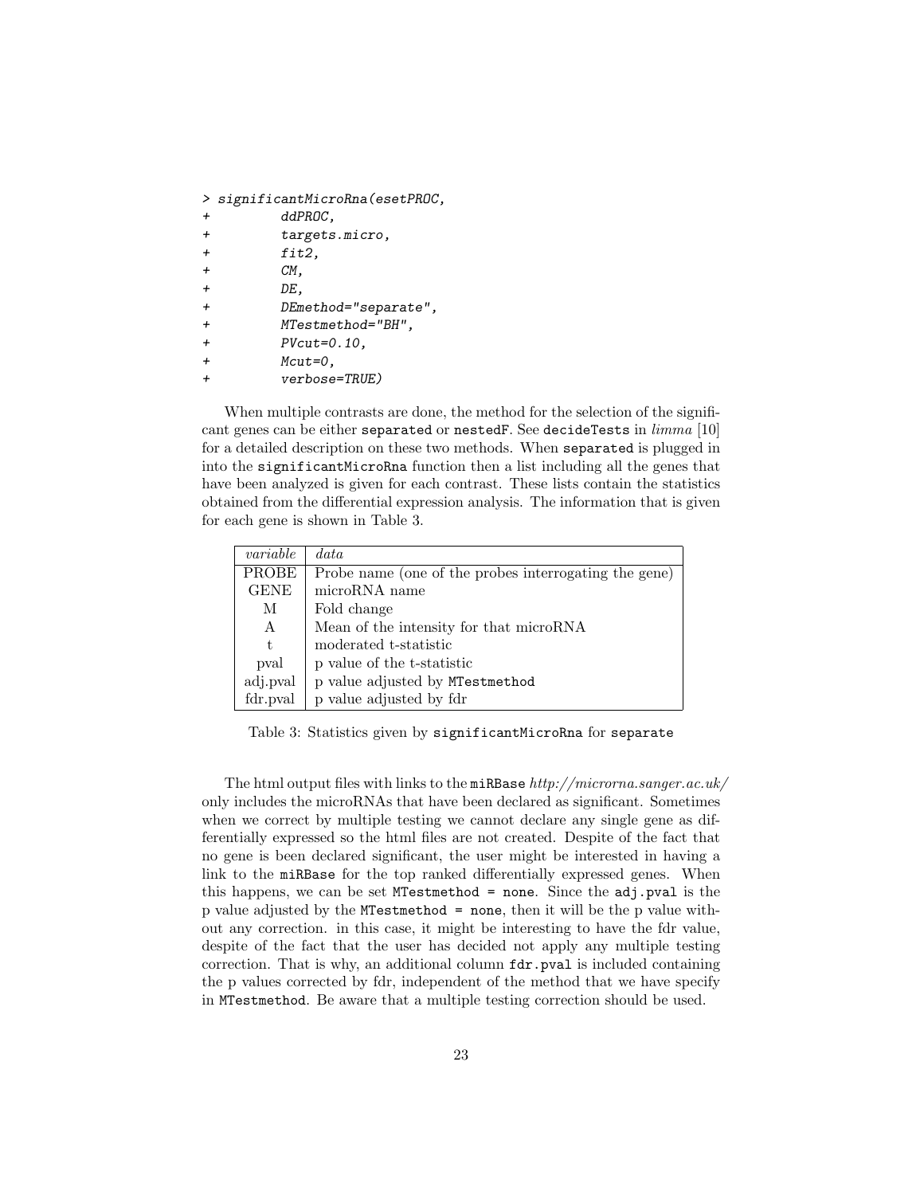```
> significantMicroRna(esetPROC,
+          ddPROC,
+          targets.micro,
+          fit2,
+          CM,
+          DE,
+          DEmethod="separate",
+          MTestmethod="BH",
+          PVcut=0.10,
+          Mcut=0,
+          verbose=TRUE)
```

When multiple contrasts are done, the method for the selection of the significant genes can be either `separated` or `nestedF`. See `decideTests` in *limma* [10] for a detailed description on these two methods. When `separated` is plugged in into the `significantMicroRna` function then a list including all the genes that have been analyzed is given for each contrast. These lists contain the statistics obtained from the differential expression analysis. The information that is given for each gene is shown in Table 3.

| *variable* | *data* |
|---|---|
| PROBE | Probe name (one of the probes interrogating the gene) |
| GENE | microRNA name |
| M | Fold change |
| A | Mean of the intensity for that microRNA |
| t | moderated t-statistic |
| pval | p value of the t-statistic |
| adj.pval | p value adjusted by `MTestmethod` |
| fdr.pval | p value adjusted by fdr |

Table 3: Statistics given by `significantMicroRna` for `separate`

The html output files with links to the `miRBase` *http://microrna.sanger.ac.uk/* only includes the microRNAs that have been declared as significant. Sometimes when we correct by multiple testing we cannot declare any single gene as differentially expressed so the html files are not created. Despite of the fact that no gene is been declared significant, the user might be interested in having a link to the `miRBase` for the top ranked differentially expressed genes. When this happens, we can be set `MTestmethod = none`. Since the `adj.pval` is the p value adjusted by the `MTestmethod = none`, then it will be the p value without any correction. in this case, it might be interesting to have the fdr value, despite of the fact that the user has decided not apply any multiple testing correction. That is why, an additional column `fdr.pval` is included containing the p values corrected by fdr, independent of the method that we have specify in `MTestmethod`. Be aware that a multiple testing correction should be used.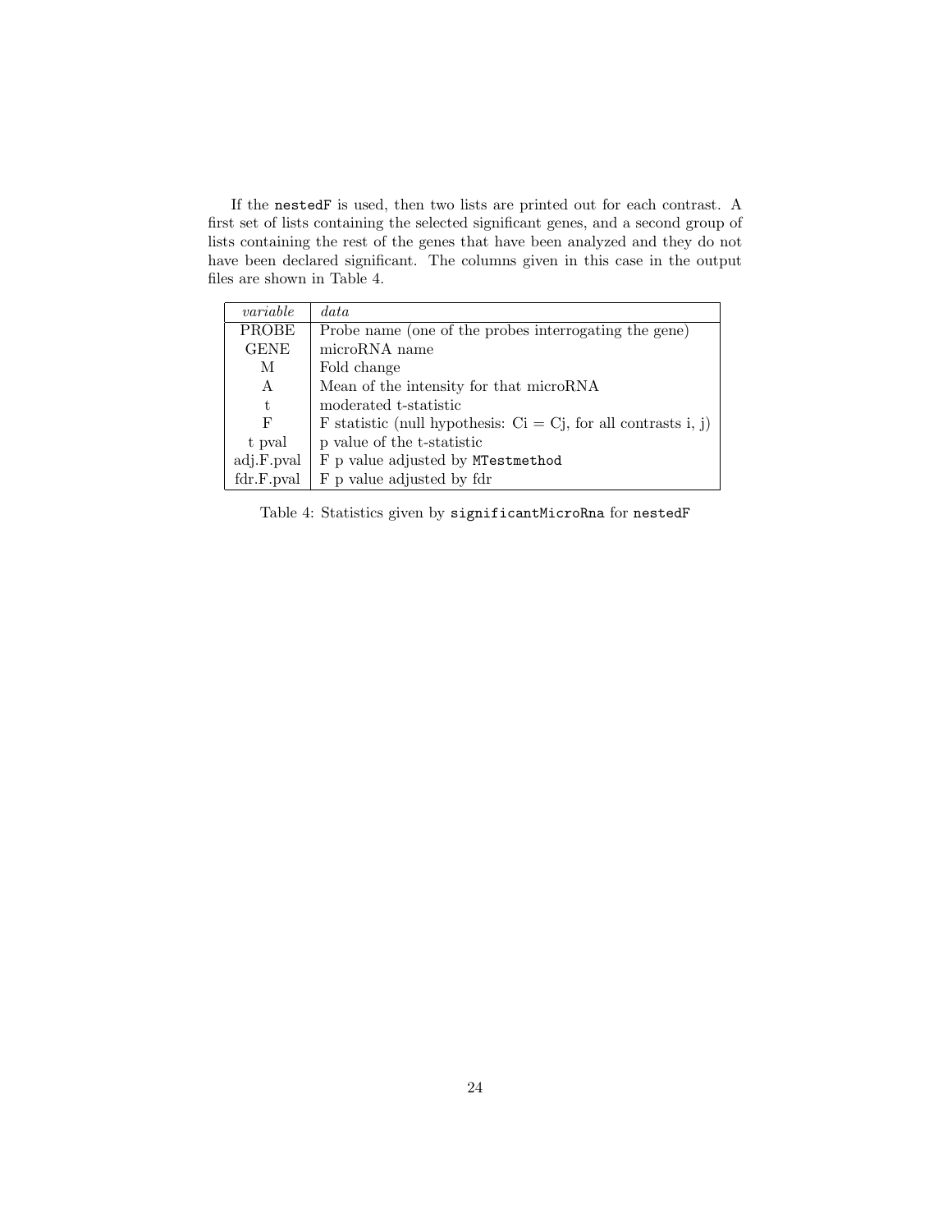If the `nestedF` is used, then two lists are printed out for each contrast. A first set of lists containing the selected significant genes, and a second group of lists containing the rest of the genes that have been analyzed and they do not have been declared significant. The columns given in this case in the output files are shown in Table 4.

| *variable* | *data* |
|---|---|
| PROBE | Probe name (one of the probes interrogating the gene) |
| GENE | microRNA name |
| M | Fold change |
| A | Mean of the intensity for that microRNA |
| t | moderated t-statistic |
| F | F statistic (null hypothesis: Ci = Cj, for all contrasts i, j) |
| t pval | p value of the t-statistic |
| adj.F.pval | F p value adjusted by `MTestmethod` |
| fdr.F.pval | F p value adjusted by fdr |

Table 4: Statistics given by `significantMicroRna` for `nestedF`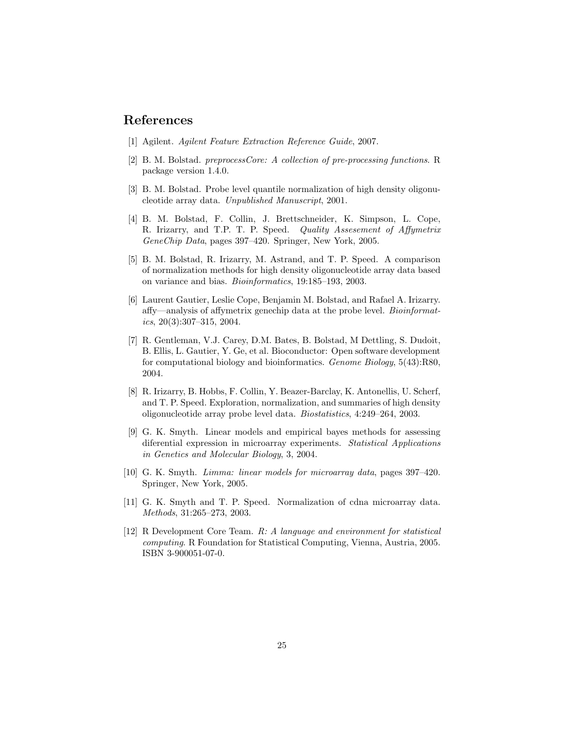# References

[1] Agilent. *Agilent Feature Extraction Reference Guide*, 2007.

[2] B. M. Bolstad. *preprocessCore: A collection of pre-processing functions*. R package version 1.4.0.

[3] B. M. Bolstad. Probe level quantile normalization of high density oligonucleotide array data. *Unpublished Manuscript*, 2001.

[4] B. M. Bolstad, F. Collin, J. Brettschneider, K. Simpson, L. Cope, R. Irizarry, and T.P. T. P. Speed. *Quality Assesement of Affymetrix GeneChip Data*, pages 397–420. Springer, New York, 2005.

[5] B. M. Bolstad, R. Irizarry, M. Astrand, and T. P. Speed. A comparison of normalization methods for high density oligonucleotide array data based on variance and bias. *Bioinformatics*, 19:185–193, 2003.

[6] Laurent Gautier, Leslie Cope, Benjamin M. Bolstad, and Rafael A. Irizarry. affy—analysis of affymetrix genechip data at the probe level. *Bioinformatics*, 20(3):307–315, 2004.

[7] R. Gentleman, V.J. Carey, D.M. Bates, B. Bolstad, M Dettling, S. Dudoit, B. Ellis, L. Gautier, Y. Ge, et al. Bioconductor: Open software development for computational biology and bioinformatics. *Genome Biology*, 5(43):R80, 2004.

[8] R. Irizarry, B. Hobbs, F. Collin, Y. Beazer-Barclay, K. Antonellis, U. Scherf, and T. P. Speed. Exploration, normalization, and summaries of high density oligonucleotide array probe level data. *Biostatistics*, 4:249–264, 2003.

[9] G. K. Smyth. Linear models and empirical bayes methods for assessing diferential expression in microarray experiments. *Statistical Applications in Genetics and Molecular Biology*, 3, 2004.

[10] G. K. Smyth. *Limma: linear models for microarray data*, pages 397–420. Springer, New York, 2005.

[11] G. K. Smyth and T. P. Speed. Normalization of cdna microarray data. *Methods*, 31:265–273, 2003.

[12] R Development Core Team. *R: A language and environment for statistical computing*. R Foundation for Statistical Computing, Vienna, Austria, 2005. ISBN 3-900051-07-0.